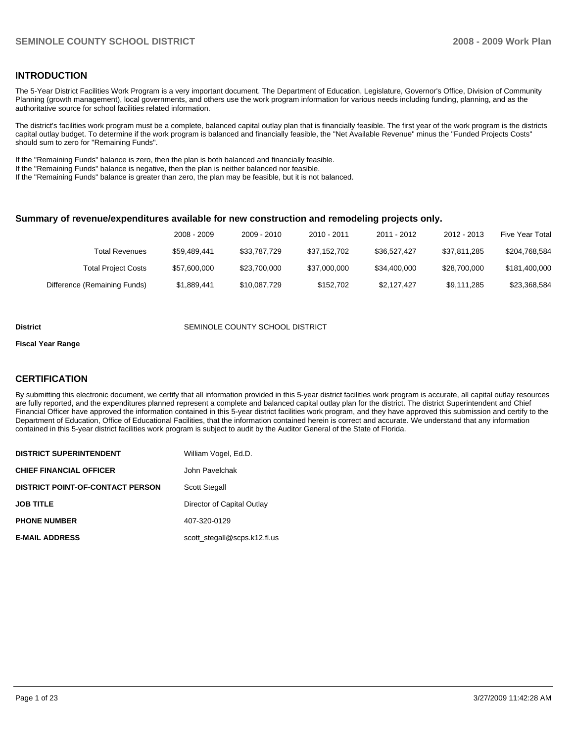## INTRODUCTION

The 5-Year District Facilities Work Program is a very important document. The Department of Education, Legislature, Governor's Office, Division of Community Planning (growth management), local governments, and others use the work program information for various needs including funding, planning, and as the authoritative source for school facilities related information.

The district's facilities work program must be a complete, balanced capital outlay plan that is financially feasible. The first year of the work program is the districts capital outlay budget. To determine if the work program is balanced and financially feasible, the "Net Available Revenue" minus the "Funded Projects Costs" should sum to zero for "Remaining Funds".

If the "Remaining Funds" balance is zero, then the plan is both balanced and financially feasible.
If the "Remaining Funds" balance is negative, then the plan is neither balanced nor feasible.
If the "Remaining Funds" balance is greater than zero, the plan may be feasible, but it is not balanced.

### Summary of revenue/expenditures available for new construction and remodeling projects only.

| | 2008 - 2009 | 2009 - 2010 | 2010 - 2011 | 2011 - 2012 | 2012 - 2013 | Five Year Total |
|---|---|---|---|---|---|---|
| Total Revenues | $59,489,441 | $33,787,729 | $37,152,702 | $36,527,427 | $37,811,285 | $204,768,584 |
| Total Project Costs | $57,600,000 | $23,700,000 | $37,000,000 | $34,400,000 | $28,700,000 | $181,400,000 |
| Difference (Remaining Funds) | $1,889,441 | $10,087,729 | $152,702 | $2,127,427 | $9,111,285 | $23,368,584 |

**District** SEMINOLE COUNTY SCHOOL DISTRICT

**Fiscal Year Range**

## CERTIFICATION

By submitting this electronic document, we certify that all information provided in this 5-year district facilities work program is accurate, all capital outlay resources are fully reported, and the expenditures planned represent a complete and balanced capital outlay plan for the district. The district Superintendent and Chief Financial Officer have approved the information contained in this 5-year district facilities work program, and they have approved this submission and certify to the Department of Education, Office of Educational Facilities, that the information contained herein is correct and accurate. We understand that any information contained in this 5-year district facilities work program is subject to audit by the Auditor General of the State of Florida.

| | |
|---|---|
| **DISTRICT SUPERINTENDENT** | William Vogel, Ed.D. |
| **CHIEF FINANCIAL OFFICER** | John Pavelchak |
| **DISTRICT POINT-OF-CONTACT PERSON** | Scott Stegall |
| **JOB TITLE** | Director of Capital Outlay |
| **PHONE NUMBER** | 407-320-0129 |
| **E-MAIL ADDRESS** | scott_stegall@scps.k12.fl.us |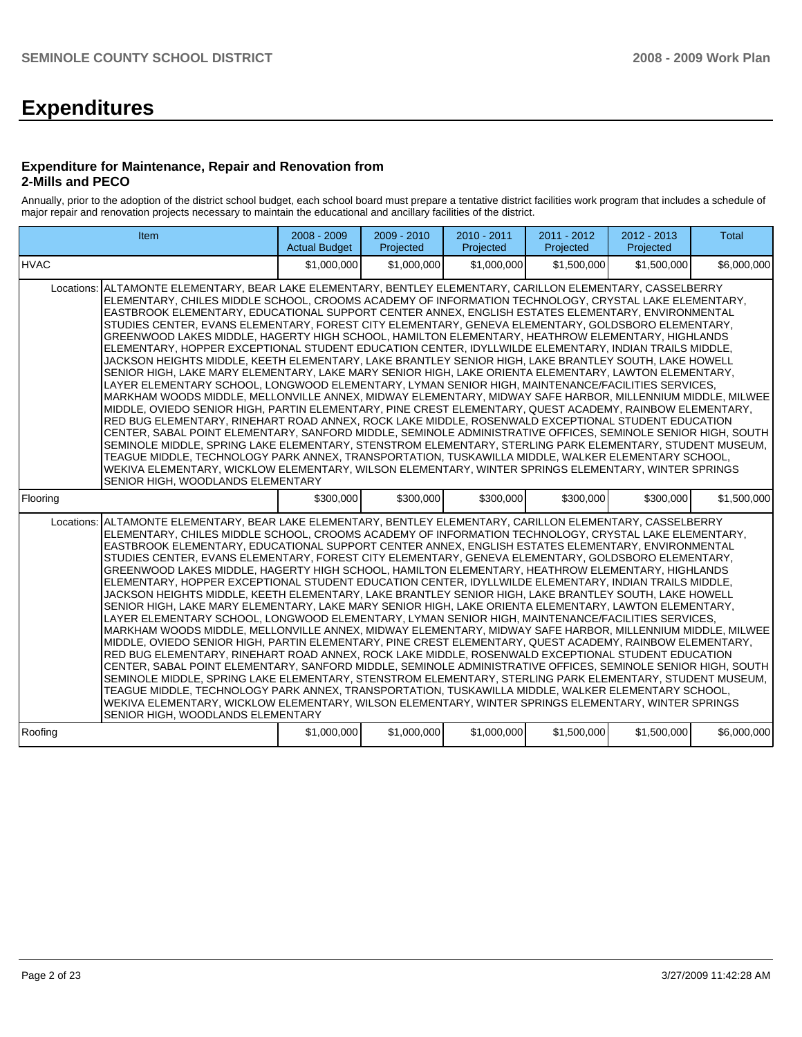# Expenditures

### Expenditure for Maintenance, Repair and Renovation from 2-Mills and PECO

Annually, prior to the adoption of the district school budget, each school board must prepare a tentative district facilities work program that includes a schedule of major repair and renovation projects necessary to maintain the educational and ancillary facilities of the district.

| Item | | 2008 - 2009 Actual Budget | 2009 - 2010 Projected | 2010 - 2011 Projected | 2011 - 2012 Projected | 2012 - 2013 Projected | Total |
|---|---|---|---|---|---|---|---|
| HVAC | | $1,000,000 | $1,000,000 | $1,000,000 | $1,500,000 | $1,500,000 | $6,000,000 |
| Locations: | ALTAMONTE ELEMENTARY, BEAR LAKE ELEMENTARY, BENTLEY ELEMENTARY, CARILLON ELEMENTARY, CASSELBERRY ELEMENTARY, CHILES MIDDLE SCHOOL, CROOMS ACADEMY OF INFORMATION TECHNOLOGY, CRYSTAL LAKE ELEMENTARY, EASTBROOK ELEMENTARY, EDUCATIONAL SUPPORT CENTER ANNEX, ENGLISH ESTATES ELEMENTARY, ENVIRONMENTAL STUDIES CENTER, EVANS ELEMENTARY, FOREST CITY ELEMENTARY, GENEVA ELEMENTARY, GOLDSBORO ELEMENTARY, GREENWOOD LAKES MIDDLE, HAGERTY HIGH SCHOOL, HAMILTON ELEMENTARY, HEATHROW ELEMENTARY, HIGHLANDS ELEMENTARY, HOPPER EXCEPTIONAL STUDENT EDUCATION CENTER, IDYLLWILDE ELEMENTARY, INDIAN TRAILS MIDDLE, JACKSON HEIGHTS MIDDLE, KEETH ELEMENTARY, LAKE BRANTLEY SENIOR HIGH, LAKE BRANTLEY SOUTH, LAKE HOWELL SENIOR HIGH, LAKE MARY ELEMENTARY, LAKE MARY SENIOR HIGH, LAKE ORIENTA ELEMENTARY, LAWTON ELEMENTARY, LAYER ELEMENTARY SCHOOL, LONGWOOD ELEMENTARY, LYMAN SENIOR HIGH, MAINTENANCE/FACILITIES SERVICES, MARKHAM WOODS MIDDLE, MELLONVILLE ANNEX, MIDWAY ELEMENTARY, MIDWAY SAFE HARBOR, MILLENNIUM MIDDLE, MILWEE MIDDLE, OVIEDO SENIOR HIGH, PARTIN ELEMENTARY, PINE CREST ELEMENTARY, QUEST ACADEMY, RAINBOW ELEMENTARY, RED BUG ELEMENTARY, RINEHART ROAD ANNEX, ROCK LAKE MIDDLE, ROSENWALD EXCEPTIONAL STUDENT EDUCATION CENTER, SABAL POINT ELEMENTARY, SANFORD MIDDLE, SEMINOLE ADMINISTRATIVE OFFICES, SEMINOLE SENIOR HIGH, SOUTH SEMINOLE MIDDLE, SPRING LAKE ELEMENTARY, STENSTROM ELEMENTARY, STERLING PARK ELEMENTARY, STUDENT MUSEUM, TEAGUE MIDDLE, TECHNOLOGY PARK ANNEX, TRANSPORTATION, TUSKAWILLA MIDDLE, WALKER ELEMENTARY SCHOOL, WEKIVA ELEMENTARY, WICKLOW ELEMENTARY, WILSON ELEMENTARY, WINTER SPRINGS ELEMENTARY, WINTER SPRINGS SENIOR HIGH, WOODLANDS ELEMENTARY | | | | | | |
| Flooring | | $300,000 | $300,000 | $300,000 | $300,000 | $300,000 | $1,500,000 |
| Locations: | ALTAMONTE ELEMENTARY, BEAR LAKE ELEMENTARY, BENTLEY ELEMENTARY, CARILLON ELEMENTARY, CASSELBERRY ELEMENTARY, CHILES MIDDLE SCHOOL, CROOMS ACADEMY OF INFORMATION TECHNOLOGY, CRYSTAL LAKE ELEMENTARY, EASTBROOK ELEMENTARY, EDUCATIONAL SUPPORT CENTER ANNEX, ENGLISH ESTATES ELEMENTARY, ENVIRONMENTAL STUDIES CENTER, EVANS ELEMENTARY, FOREST CITY ELEMENTARY, GENEVA ELEMENTARY, GOLDSBORO ELEMENTARY, GREENWOOD LAKES MIDDLE, HAGERTY HIGH SCHOOL, HAMILTON ELEMENTARY, HEATHROW ELEMENTARY, HIGHLANDS ELEMENTARY, HOPPER EXCEPTIONAL STUDENT EDUCATION CENTER, IDYLLWILDE ELEMENTARY, INDIAN TRAILS MIDDLE, JACKSON HEIGHTS MIDDLE, KEETH ELEMENTARY, LAKE BRANTLEY SENIOR HIGH, LAKE BRANTLEY SOUTH, LAKE HOWELL SENIOR HIGH, LAKE MARY ELEMENTARY, LAKE MARY SENIOR HIGH, LAKE ORIENTA ELEMENTARY, LAWTON ELEMENTARY, LAYER ELEMENTARY SCHOOL, LONGWOOD ELEMENTARY, LYMAN SENIOR HIGH, MAINTENANCE/FACILITIES SERVICES, MARKHAM WOODS MIDDLE, MELLONVILLE ANNEX, MIDWAY ELEMENTARY, MIDWAY SAFE HARBOR, MILLENNIUM MIDDLE, MILWEE MIDDLE, OVIEDO SENIOR HIGH, PARTIN ELEMENTARY, PINE CREST ELEMENTARY, QUEST ACADEMY, RAINBOW ELEMENTARY, RED BUG ELEMENTARY, RINEHART ROAD ANNEX, ROCK LAKE MIDDLE, ROSENWALD EXCEPTIONAL STUDENT EDUCATION CENTER, SABAL POINT ELEMENTARY, SANFORD MIDDLE, SEMINOLE ADMINISTRATIVE OFFICES, SEMINOLE SENIOR HIGH, SOUTH SEMINOLE MIDDLE, SPRING LAKE ELEMENTARY, STENSTROM ELEMENTARY, STERLING PARK ELEMENTARY, STUDENT MUSEUM, TEAGUE MIDDLE, TECHNOLOGY PARK ANNEX, TRANSPORTATION, TUSKAWILLA MIDDLE, WALKER ELEMENTARY SCHOOL, WEKIVA ELEMENTARY, WICKLOW ELEMENTARY, WILSON ELEMENTARY, WINTER SPRINGS ELEMENTARY, WINTER SPRINGS SENIOR HIGH, WOODLANDS ELEMENTARY | | | | | | |
| Roofing | | $1,000,000 | $1,000,000 | $1,000,000 | $1,500,000 | $1,500,000 | $6,000,000 |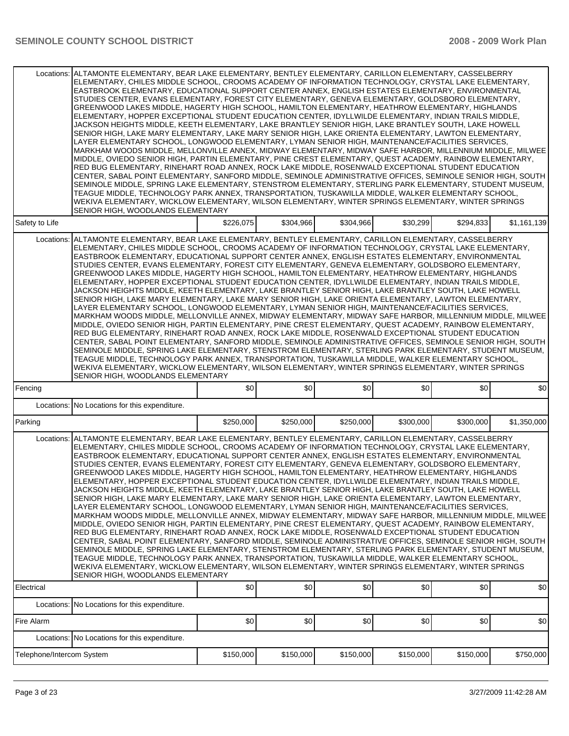| | | | | | | |
|---|---|---|---|---|---|---|
| Locations: | ALTAMONTE ELEMENTARY, BEAR LAKE ELEMENTARY, BENTLEY ELEMENTARY, CARILLON ELEMENTARY, CASSELBERRY ELEMENTARY, CHILES MIDDLE SCHOOL, CROOMS ACADEMY OF INFORMATION TECHNOLOGY, CRYSTAL LAKE ELEMENTARY, EASTBROOK ELEMENTARY, EDUCATIONAL SUPPORT CENTER ANNEX, ENGLISH ESTATES ELEMENTARY, ENVIRONMENTAL STUDIES CENTER, EVANS ELEMENTARY, FOREST CITY ELEMENTARY, GENEVA ELEMENTARY, GOLDSBORO ELEMENTARY, GREENWOOD LAKES MIDDLE, HAGERTY HIGH SCHOOL, HAMILTON ELEMENTARY, HEATHROW ELEMENTARY, HIGHLANDS ELEMENTARY, HOPPER EXCEPTIONAL STUDENT EDUCATION CENTER, IDYLLWILDE ELEMENTARY, INDIAN TRAILS MIDDLE, JACKSON HEIGHTS MIDDLE, KEETH ELEMENTARY, LAKE BRANTLEY SENIOR HIGH, LAKE BRANTLEY SOUTH, LAKE HOWELL SENIOR HIGH, LAKE MARY ELEMENTARY, LAKE MARY SENIOR HIGH, LAKE ORIENTA ELEMENTARY, LAWTON ELEMENTARY, LAYER ELEMENTARY SCHOOL, LONGWOOD ELEMENTARY, LYMAN SENIOR HIGH, MAINTENANCE/FACILITIES SERVICES, MARKHAM WOODS MIDDLE, MELLONVILLE ANNEX, MIDWAY ELEMENTARY, MIDWAY SAFE HARBOR, MILLENNIUM MIDDLE, MILWEE MIDDLE, OVIEDO SENIOR HIGH, PARTIN ELEMENTARY, PINE CREST ELEMENTARY, QUEST ACADEMY, RAINBOW ELEMENTARY, RED BUG ELEMENTARY, RINEHART ROAD ANNEX, ROCK LAKE MIDDLE, ROSENWALD EXCEPTIONAL STUDENT EDUCATION CENTER, SABAL POINT ELEMENTARY, SANFORD MIDDLE, SEMINOLE ADMINISTRATIVE OFFICES, SEMINOLE SENIOR HIGH, SOUTH SEMINOLE MIDDLE, SPRING LAKE ELEMENTARY, STENSTROM ELEMENTARY, STERLING PARK ELEMENTARY, STUDENT MUSEUM, TEAGUE MIDDLE, TECHNOLOGY PARK ANNEX, TRANSPORTATION, TUSKAWILLA MIDDLE, WALKER ELEMENTARY SCHOOL, WEKIVA ELEMENTARY, WICKLOW ELEMENTARY, WILSON ELEMENTARY, WINTER SPRINGS ELEMENTARY, WINTER SPRINGS SENIOR HIGH, WOODLANDS ELEMENTARY | | | | | |
| Safety to Life | | $226,075 | $304,966 | $304,966 | $30,299 | $294,833 | $1,161,139 |
| Locations: | ALTAMONTE ELEMENTARY, BEAR LAKE ELEMENTARY, BENTLEY ELEMENTARY, CARILLON ELEMENTARY, CASSELBERRY ELEMENTARY, CHILES MIDDLE SCHOOL, CROOMS ACADEMY OF INFORMATION TECHNOLOGY, CRYSTAL LAKE ELEMENTARY, EASTBROOK ELEMENTARY, EDUCATIONAL SUPPORT CENTER ANNEX, ENGLISH ESTATES ELEMENTARY, ENVIRONMENTAL STUDIES CENTER, EVANS ELEMENTARY, FOREST CITY ELEMENTARY, GENEVA ELEMENTARY, GOLDSBORO ELEMENTARY, GREENWOOD LAKES MIDDLE, HAGERTY HIGH SCHOOL, HAMILTON ELEMENTARY, HEATHROW ELEMENTARY, HIGHLANDS ELEMENTARY, HOPPER EXCEPTIONAL STUDENT EDUCATION CENTER, IDYLLWILDE ELEMENTARY, INDIAN TRAILS MIDDLE, JACKSON HEIGHTS MIDDLE, KEETH ELEMENTARY, LAKE BRANTLEY SENIOR HIGH, LAKE BRANTLEY SOUTH, LAKE HOWELL SENIOR HIGH, LAKE MARY ELEMENTARY, LAKE MARY SENIOR HIGH, LAKE ORIENTA ELEMENTARY, LAWTON ELEMENTARY, LAYER ELEMENTARY SCHOOL, LONGWOOD ELEMENTARY, LYMAN SENIOR HIGH, MAINTENANCE/FACILITIES SERVICES, MARKHAM WOODS MIDDLE, MELLONVILLE ANNEX, MIDWAY ELEMENTARY, MIDWAY SAFE HARBOR, MILLENNIUM MIDDLE, MILWEE MIDDLE, OVIEDO SENIOR HIGH, PARTIN ELEMENTARY, PINE CREST ELEMENTARY, QUEST ACADEMY, RAINBOW ELEMENTARY, RED BUG ELEMENTARY, RINEHART ROAD ANNEX, ROCK LAKE MIDDLE, ROSENWALD EXCEPTIONAL STUDENT EDUCATION CENTER, SABAL POINT ELEMENTARY, SANFORD MIDDLE, SEMINOLE ADMINISTRATIVE OFFICES, SEMINOLE SENIOR HIGH, SOUTH SEMINOLE MIDDLE, SPRING LAKE ELEMENTARY, STENSTROM ELEMENTARY, STERLING PARK ELEMENTARY, STUDENT MUSEUM, TEAGUE MIDDLE, TECHNOLOGY PARK ANNEX, TRANSPORTATION, TUSKAWILLA MIDDLE, WALKER ELEMENTARY SCHOOL, WEKIVA ELEMENTARY, WICKLOW ELEMENTARY, WILSON ELEMENTARY, WINTER SPRINGS ELEMENTARY, WINTER SPRINGS SENIOR HIGH, WOODLANDS ELEMENTARY | | | | | |
| Fencing | | $0 | $0 | $0 | $0 | $0 | $0 |
| Locations: | No Locations for this expenditure. | | | | | | |
| Parking | | $250,000 | $250,000 | $250,000 | $300,000 | $300,000 | $1,350,000 |
| Locations: | ALTAMONTE ELEMENTARY, BEAR LAKE ELEMENTARY, BENTLEY ELEMENTARY, CARILLON ELEMENTARY, CASSELBERRY ELEMENTARY, CHILES MIDDLE SCHOOL, CROOMS ACADEMY OF INFORMATION TECHNOLOGY, CRYSTAL LAKE ELEMENTARY, EASTBROOK ELEMENTARY, EDUCATIONAL SUPPORT CENTER ANNEX, ENGLISH ESTATES ELEMENTARY, ENVIRONMENTAL STUDIES CENTER, EVANS ELEMENTARY, FOREST CITY ELEMENTARY, GENEVA ELEMENTARY, GOLDSBORO ELEMENTARY, GREENWOOD LAKES MIDDLE, HAGERTY HIGH SCHOOL, HAMILTON ELEMENTARY, HEATHROW ELEMENTARY, HIGHLANDS ELEMENTARY, HOPPER EXCEPTIONAL STUDENT EDUCATION CENTER, IDYLLWILDE ELEMENTARY, INDIAN TRAILS MIDDLE, JACKSON HEIGHTS MIDDLE, KEETH ELEMENTARY, LAKE BRANTLEY SENIOR HIGH, LAKE BRANTLEY SOUTH, LAKE HOWELL SENIOR HIGH, LAKE MARY ELEMENTARY, LAKE MARY SENIOR HIGH, LAKE ORIENTA ELEMENTARY, LAWTON ELEMENTARY, LAYER ELEMENTARY SCHOOL, LONGWOOD ELEMENTARY, LYMAN SENIOR HIGH, MAINTENANCE/FACILITIES SERVICES, MARKHAM WOODS MIDDLE, MELLONVILLE ANNEX, MIDWAY ELEMENTARY, MIDWAY SAFE HARBOR, MILLENNIUM MIDDLE, MILWEE MIDDLE, OVIEDO SENIOR HIGH, PARTIN ELEMENTARY, PINE CREST ELEMENTARY, QUEST ACADEMY, RAINBOW ELEMENTARY, RED BUG ELEMENTARY, RINEHART ROAD ANNEX, ROCK LAKE MIDDLE, ROSENWALD EXCEPTIONAL STUDENT EDUCATION CENTER, SABAL POINT ELEMENTARY, SANFORD MIDDLE, SEMINOLE ADMINISTRATIVE OFFICES, SEMINOLE SENIOR HIGH, SOUTH SEMINOLE MIDDLE, SPRING LAKE ELEMENTARY, STENSTROM ELEMENTARY, STERLING PARK ELEMENTARY, STUDENT MUSEUM, TEAGUE MIDDLE, TECHNOLOGY PARK ANNEX, TRANSPORTATION, TUSKAWILLA MIDDLE, WALKER ELEMENTARY SCHOOL, WEKIVA ELEMENTARY, WICKLOW ELEMENTARY, WILSON ELEMENTARY, WINTER SPRINGS ELEMENTARY, WINTER SPRINGS SENIOR HIGH, WOODLANDS ELEMENTARY | | | | | |
| Electrical | | $0 | $0 | $0 | $0 | $0 | $0 |
| Locations: | No Locations for this expenditure. | | | | | | |
| Fire Alarm | | $0 | $0 | $0 | $0 | $0 | $0 |
| Locations: | No Locations for this expenditure. | | | | | | |
| Telephone/Intercom System | | $150,000 | $150,000 | $150,000 | $150,000 | $150,000 | $750,000 |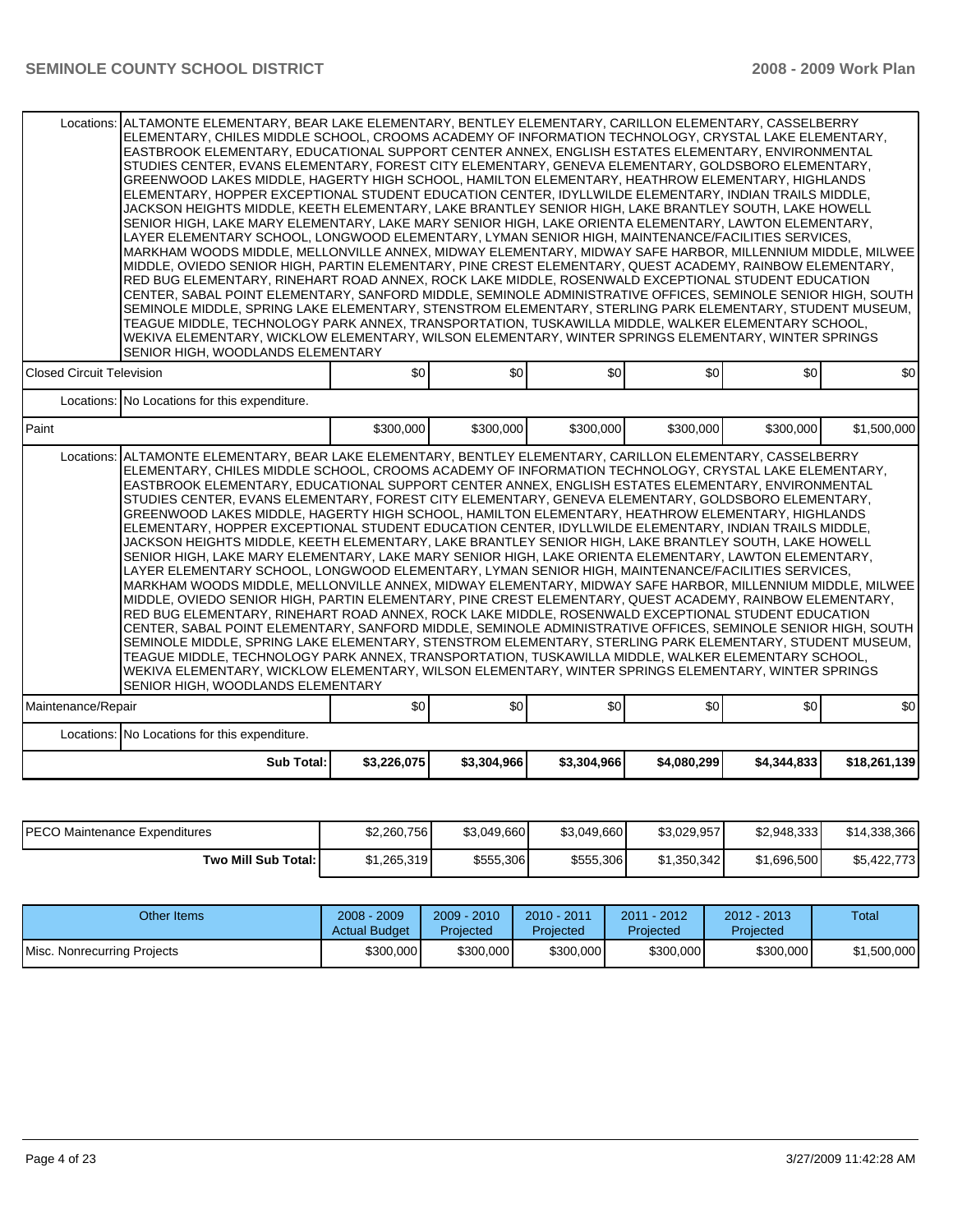| | | | | | | |
|---|---|---|---|---|---|---|
| Locations: | ALTAMONTE ELEMENTARY, BEAR LAKE ELEMENTARY, BENTLEY ELEMENTARY, CARILLON ELEMENTARY, CASSELBERRY ELEMENTARY, CHILES MIDDLE SCHOOL, CROOMS ACADEMY OF INFORMATION TECHNOLOGY, CRYSTAL LAKE ELEMENTARY, EASTBROOK ELEMENTARY, EDUCATIONAL SUPPORT CENTER ANNEX, ENGLISH ESTATES ELEMENTARY, ENVIRONMENTAL STUDIES CENTER, EVANS ELEMENTARY, FOREST CITY ELEMENTARY, GENEVA ELEMENTARY, GOLDSBORO ELEMENTARY, GREENWOOD LAKES MIDDLE, HAGERTY HIGH SCHOOL, HAMILTON ELEMENTARY, HEATHROW ELEMENTARY, HIGHLANDS ELEMENTARY, HOPPER EXCEPTIONAL STUDENT EDUCATION CENTER, IDYLLWILDE ELEMENTARY, INDIAN TRAILS MIDDLE, JACKSON HEIGHTS MIDDLE, KEETH ELEMENTARY, LAKE BRANTLEY SENIOR HIGH, LAKE BRANTLEY SOUTH, LAKE HOWELL SENIOR HIGH, LAKE MARY ELEMENTARY, LAKE MARY SENIOR HIGH, LAKE ORIENTA ELEMENTARY, LAWTON ELEMENTARY, LAYER ELEMENTARY SCHOOL, LONGWOOD ELEMENTARY, LYMAN SENIOR HIGH, MAINTENANCE/FACILITIES SERVICES, MARKHAM WOODS MIDDLE, MELLONVILLE ANNEX, MIDWAY ELEMENTARY, MIDWAY SAFE HARBOR, MILLENNIUM MIDDLE, MILWEE MIDDLE, OVIEDO SENIOR HIGH, PARTIN ELEMENTARY, PINE CREST ELEMENTARY, QUEST ACADEMY, RAINBOW ELEMENTARY, RED BUG ELEMENTARY, RINEHART ROAD ANNEX, ROCK LAKE MIDDLE, ROSENWALD EXCEPTIONAL STUDENT EDUCATION CENTER, SABAL POINT ELEMENTARY, SANFORD MIDDLE, SEMINOLE ADMINISTRATIVE OFFICES, SEMINOLE SENIOR HIGH, SOUTH SEMINOLE MIDDLE, SPRING LAKE ELEMENTARY, STENSTROM ELEMENTARY, STERLING PARK ELEMENTARY, STUDENT MUSEUM, TEAGUE MIDDLE, TECHNOLOGY PARK ANNEX, TRANSPORTATION, TUSKAWILLA MIDDLE, WALKER ELEMENTARY SCHOOL, WEKIVA ELEMENTARY, WICKLOW ELEMENTARY, WILSON ELEMENTARY, WINTER SPRINGS ELEMENTARY, WINTER SPRINGS SENIOR HIGH, WOODLANDS ELEMENTARY | | | | | |
| Closed Circuit Television | | $0 | $0 | $0 | $0 | $0 | $0 |
| Locations: | No Locations for this expenditure. | | | | | |
| Paint | | $300,000 | $300,000 | $300,000 | $300,000 | $300,000 | $1,500,000 |
| Locations: | ALTAMONTE ELEMENTARY, BEAR LAKE ELEMENTARY, BENTLEY ELEMENTARY, CARILLON ELEMENTARY, CASSELBERRY ELEMENTARY, CHILES MIDDLE SCHOOL, CROOMS ACADEMY OF INFORMATION TECHNOLOGY, CRYSTAL LAKE ELEMENTARY, EASTBROOK ELEMENTARY, EDUCATIONAL SUPPORT CENTER ANNEX, ENGLISH ESTATES ELEMENTARY, ENVIRONMENTAL STUDIES CENTER, EVANS ELEMENTARY, FOREST CITY ELEMENTARY, GENEVA ELEMENTARY, GOLDSBORO ELEMENTARY, GREENWOOD LAKES MIDDLE, HAGERTY HIGH SCHOOL, HAMILTON ELEMENTARY, HEATHROW ELEMENTARY, HIGHLANDS ELEMENTARY, HOPPER EXCEPTIONAL STUDENT EDUCATION CENTER, IDYLLWILDE ELEMENTARY, INDIAN TRAILS MIDDLE, JACKSON HEIGHTS MIDDLE, KEETH ELEMENTARY, LAKE BRANTLEY SENIOR HIGH, LAKE BRANTLEY SOUTH, LAKE HOWELL SENIOR HIGH, LAKE MARY ELEMENTARY, LAKE MARY SENIOR HIGH, LAKE ORIENTA ELEMENTARY, LAWTON ELEMENTARY, LAYER ELEMENTARY SCHOOL, LONGWOOD ELEMENTARY, LYMAN SENIOR HIGH, MAINTENANCE/FACILITIES SERVICES, MARKHAM WOODS MIDDLE, MELLONVILLE ANNEX, MIDWAY ELEMENTARY, MIDWAY SAFE HARBOR, MILLENNIUM MIDDLE, MILWEE MIDDLE, OVIEDO SENIOR HIGH, PARTIN ELEMENTARY, PINE CREST ELEMENTARY, QUEST ACADEMY, RAINBOW ELEMENTARY, RED BUG ELEMENTARY, RINEHART ROAD ANNEX, ROCK LAKE MIDDLE, ROSENWALD EXCEPTIONAL STUDENT EDUCATION CENTER, SABAL POINT ELEMENTARY, SANFORD MIDDLE, SEMINOLE ADMINISTRATIVE OFFICES, SEMINOLE SENIOR HIGH, SOUTH SEMINOLE MIDDLE, SPRING LAKE ELEMENTARY, STENSTROM ELEMENTARY, STERLING PARK ELEMENTARY, STUDENT MUSEUM, TEAGUE MIDDLE, TECHNOLOGY PARK ANNEX, TRANSPORTATION, TUSKAWILLA MIDDLE, WALKER ELEMENTARY SCHOOL, WEKIVA ELEMENTARY, WICKLOW ELEMENTARY, WILSON ELEMENTARY, WINTER SPRINGS ELEMENTARY, WINTER SPRINGS SENIOR HIGH, WOODLANDS ELEMENTARY | | | | | |
| Maintenance/Repair | | $0 | $0 | $0 | $0 | $0 | $0 |
| Locations: | No Locations for this expenditure. | | | | | |
| | **Sub Total:** | **$3,226,075** | **$3,304,966** | **$3,304,966** | **$4,080,299** | **$4,344,833** | **$18,261,139** |

| | | | | | | |
|---|---|---|---|---|---|---|
| PECO Maintenance Expenditures | $2,260,756 | $3,049,660 | $3,049,660 | $3,029,957 | $2,948,333 | $14,338,366 |
| **Two Mill Sub Total:** | $1,265,319 | $555,306 | $555,306 | $1,350,342 | $1,696,500 | $5,422,773 |

| Other Items | 2008 - 2009 Actual Budget | 2009 - 2010 Projected | 2010 - 2011 Projected | 2011 - 2012 Projected | 2012 - 2013 Projected | Total |
|---|---|---|---|---|---|---|
| Misc. Nonrecurring Projects | $300,000 | $300,000 | $300,000 | $300,000 | $300,000 | $1,500,000 |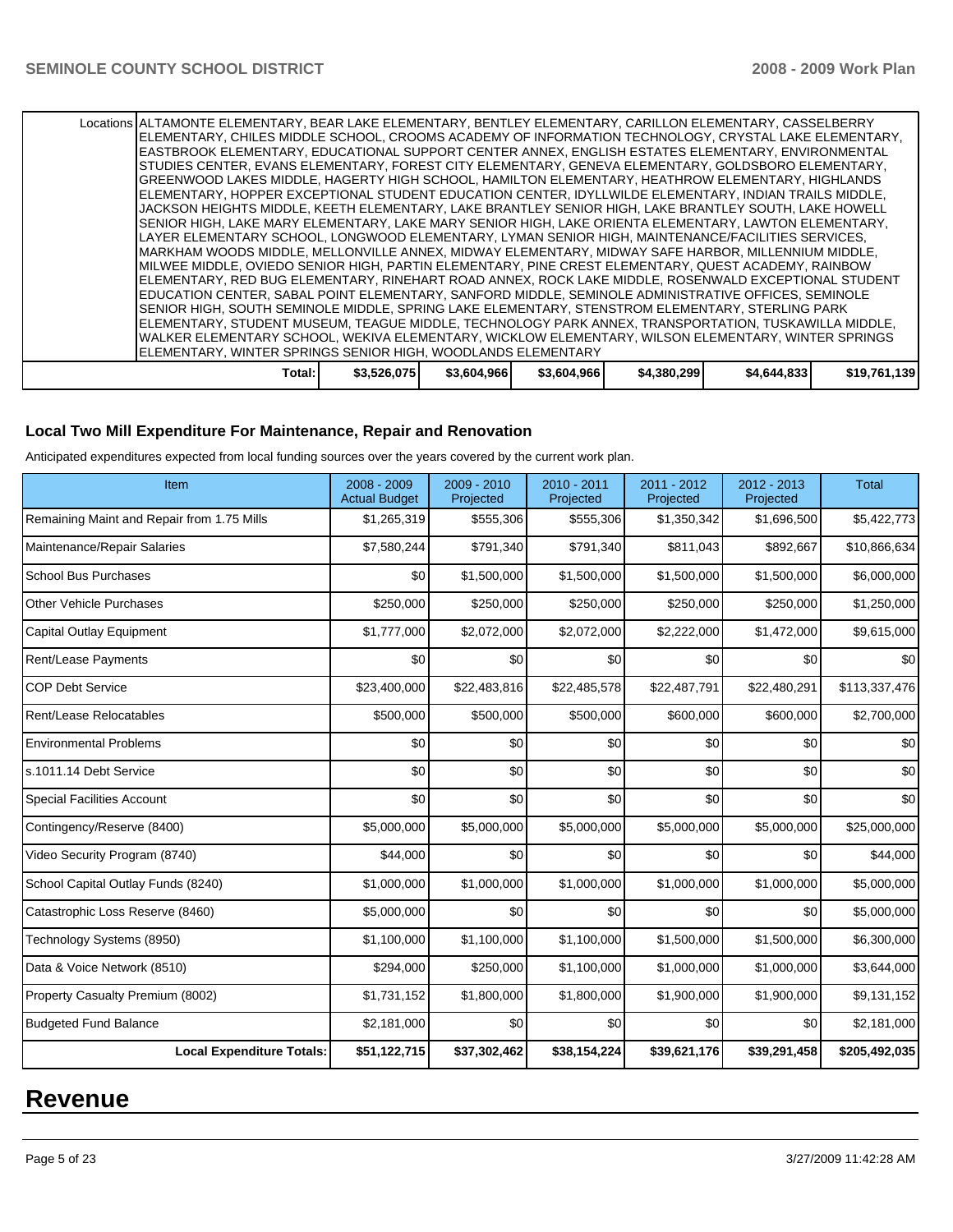| | | | | | | |
|---|---|---|---|---|---|---|
| Locations | ALTAMONTE ELEMENTARY, BEAR LAKE ELEMENTARY, BENTLEY ELEMENTARY, CARILLON ELEMENTARY, CASSELBERRY ELEMENTARY, CHILES MIDDLE SCHOOL, CROOMS ACADEMY OF INFORMATION TECHNOLOGY, CRYSTAL LAKE ELEMENTARY, EASTBROOK ELEMENTARY, EDUCATIONAL SUPPORT CENTER ANNEX, ENGLISH ESTATES ELEMENTARY, ENVIRONMENTAL STUDIES CENTER, EVANS ELEMENTARY, FOREST CITY ELEMENTARY, GENEVA ELEMENTARY, GOLDSBORO ELEMENTARY, GREENWOOD LAKES MIDDLE, HAGERTY HIGH SCHOOL, HAMILTON ELEMENTARY, HEATHROW ELEMENTARY, HIGHLANDS ELEMENTARY, HOPPER EXCEPTIONAL STUDENT EDUCATION CENTER, IDYLLWILDE ELEMENTARY, INDIAN TRAILS MIDDLE, JACKSON HEIGHTS MIDDLE, KEETH ELEMENTARY, LAKE BRANTLEY SENIOR HIGH, LAKE BRANTLEY SOUTH, LAKE HOWELL SENIOR HIGH, LAKE MARY ELEMENTARY, LAKE MARY SENIOR HIGH, LAKE ORIENTA ELEMENTARY, LAWTON ELEMENTARY, LAYER ELEMENTARY SCHOOL, LONGWOOD ELEMENTARY, LYMAN SENIOR HIGH, MAINTENANCE/FACILITIES SERVICES, MARKHAM WOODS MIDDLE, MELLONVILLE ANNEX, MIDWAY ELEMENTARY, MIDWAY SAFE HARBOR, MILLENNIUM MIDDLE, MILWEE MIDDLE, OVIEDO SENIOR HIGH, PARTIN ELEMENTARY, PINE CREST ELEMENTARY, QUEST ACADEMY, RAINBOW ELEMENTARY, RED BUG ELEMENTARY, RINEHART ROAD ANNEX, ROCK LAKE MIDDLE, ROSENWALD EXCEPTIONAL STUDENT EDUCATION CENTER, SABAL POINT ELEMENTARY, SANFORD MIDDLE, SEMINOLE ADMINISTRATIVE OFFICES, SEMINOLE SENIOR HIGH, SOUTH SEMINOLE MIDDLE, SPRING LAKE ELEMENTARY, STENSTROM ELEMENTARY, STERLING PARK ELEMENTARY, STUDENT MUSEUM, TEAGUE MIDDLE, TECHNOLOGY PARK ANNEX, TRANSPORTATION, TUSKAWILLA MIDDLE, WALKER ELEMENTARY SCHOOL, WEKIVA ELEMENTARY, WICKLOW ELEMENTARY, WILSON ELEMENTARY, WINTER SPRINGS ELEMENTARY, WINTER SPRINGS SENIOR HIGH, WOODLANDS ELEMENTARY | | | | | |
| Total: | $3,526,075 | $3,604,966 | $3,604,966 | $4,380,299 | $4,644,833 | $19,761,139 |

### Local Two Mill Expenditure For Maintenance, Repair and Renovation

Anticipated expenditures expected from local funding sources over the years covered by the current work plan.

| Item | 2008 - 2009 Actual Budget | 2009 - 2010 Projected | 2010 - 2011 Projected | 2011 - 2012 Projected | 2012 - 2013 Projected | Total |
|---|---|---|---|---|---|---|
| Remaining Maint and Repair from 1.75 Mills | $1,265,319 | $555,306 | $555,306 | $1,350,342 | $1,696,500 | $5,422,773 |
| Maintenance/Repair Salaries | $7,580,244 | $791,340 | $791,340 | $811,043 | $892,667 | $10,866,634 |
| School Bus Purchases | $0 | $1,500,000 | $1,500,000 | $1,500,000 | $1,500,000 | $6,000,000 |
| Other Vehicle Purchases | $250,000 | $250,000 | $250,000 | $250,000 | $250,000 | $1,250,000 |
| Capital Outlay Equipment | $1,777,000 | $2,072,000 | $2,072,000 | $2,222,000 | $1,472,000 | $9,615,000 |
| Rent/Lease Payments | $0 | $0 | $0 | $0 | $0 | $0 |
| COP Debt Service | $23,400,000 | $22,483,816 | $22,485,578 | $22,487,791 | $22,480,291 | $113,337,476 |
| Rent/Lease Relocatables | $500,000 | $500,000 | $500,000 | $600,000 | $600,000 | $2,700,000 |
| Environmental Problems | $0 | $0 | $0 | $0 | $0 | $0 |
| s.1011.14 Debt Service | $0 | $0 | $0 | $0 | $0 | $0 |
| Special Facilities Account | $0 | $0 | $0 | $0 | $0 | $0 |
| Contingency/Reserve (8400) | $5,000,000 | $5,000,000 | $5,000,000 | $5,000,000 | $5,000,000 | $25,000,000 |
| Video Security Program (8740) | $44,000 | $0 | $0 | $0 | $0 | $44,000 |
| School Capital Outlay Funds (8240) | $1,000,000 | $1,000,000 | $1,000,000 | $1,000,000 | $1,000,000 | $5,000,000 |
| Catastrophic Loss Reserve (8460) | $5,000,000 | $0 | $0 | $0 | $0 | $5,000,000 |
| Technology Systems (8950) | $1,100,000 | $1,100,000 | $1,100,000 | $1,500,000 | $1,500,000 | $6,300,000 |
| Data & Voice Network (8510) | $294,000 | $250,000 | $1,100,000 | $1,000,000 | $1,000,000 | $3,644,000 |
| Property Casualty Premium (8002) | $1,731,152 | $1,800,000 | $1,800,000 | $1,900,000 | $1,900,000 | $9,131,152 |
| Budgeted Fund Balance | $2,181,000 | $0 | $0 | $0 | $0 | $2,181,000 |
| **Local Expenditure Totals:** | **$51,122,715** | **$37,302,462** | **$38,154,224** | **$39,621,176** | **$39,291,458** | **$205,492,035** |

# Revenue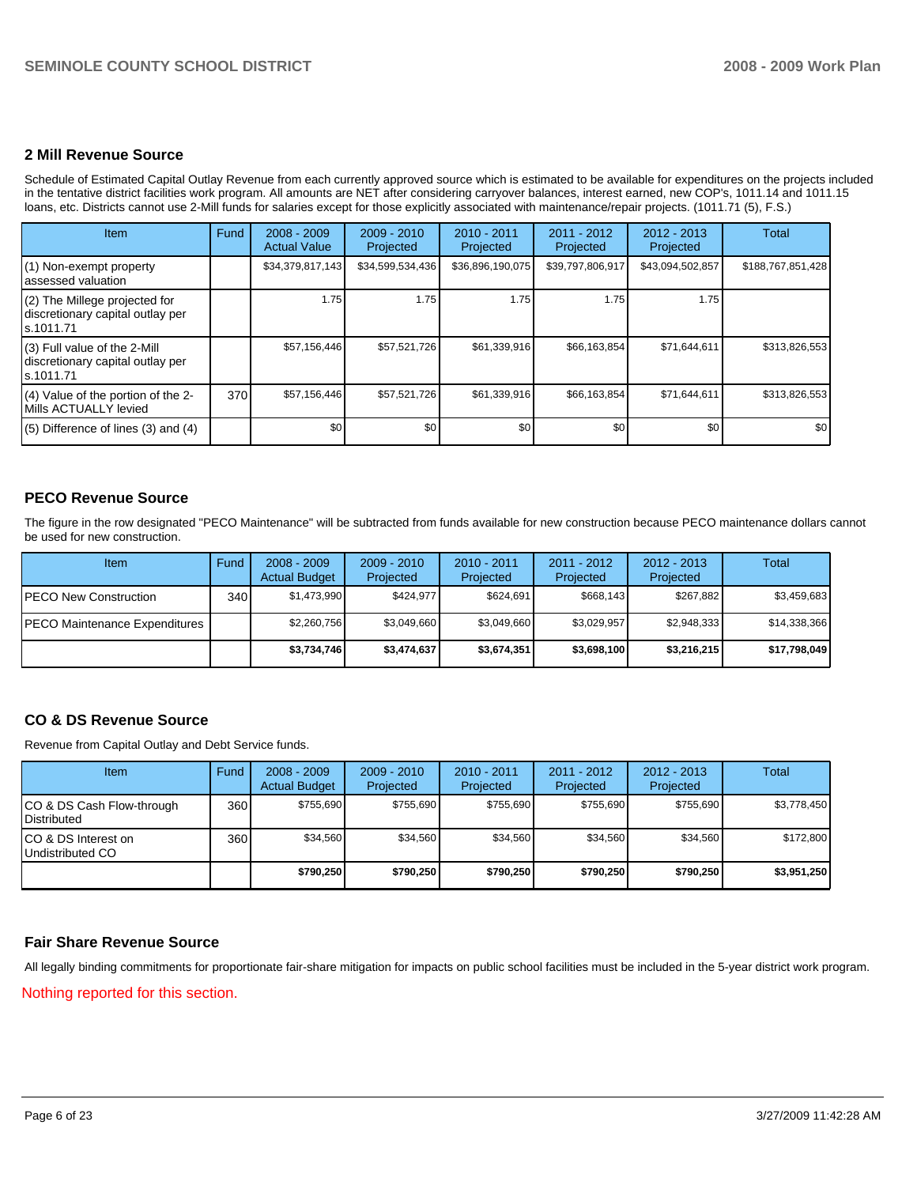## 2 Mill Revenue Source

Schedule of Estimated Capital Outlay Revenue from each currently approved source which is estimated to be available for expenditures on the projects included in the tentative district facilities work program. All amounts are NET after considering carryover balances, interest earned, new COP's, 1011.14 and 1011.15 loans, etc. Districts cannot use 2-Mill funds for salaries except for those explicitly associated with maintenance/repair projects. (1011.71 (5), F.S.)

| Item | Fund | 2008 - 2009 Actual Value | 2009 - 2010 Projected | 2010 - 2011 Projected | 2011 - 2012 Projected | 2012 - 2013 Projected | Total |
|---|---|---|---|---|---|---|---|
| (1) Non-exempt property assessed valuation | | $34,379,817,143 | $34,599,534,436 | $36,896,190,075 | $39,797,806,917 | $43,094,502,857 | $188,767,851,428 |
| (2) The Millege projected for discretionary capital outlay per s.1011.71 | | 1.75 | 1.75 | 1.75 | 1.75 | 1.75 | |
| (3) Full value of the 2-Mill discretionary capital outlay per s.1011.71 | | $57,156,446 | $57,521,726 | $61,339,916 | $66,163,854 | $71,644,611 | $313,826,553 |
| (4) Value of the portion of the 2-Mills ACTUALLY levied | 370 | $57,156,446 | $57,521,726 | $61,339,916 | $66,163,854 | $71,644,611 | $313,826,553 |
| (5) Difference of lines (3) and (4) | | $0 | $0 | $0 | $0 | $0 | $0 |

## PECO Revenue Source

The figure in the row designated "PECO Maintenance" will be subtracted from funds available for new construction because PECO maintenance dollars cannot be used for new construction.

| Item | Fund | 2008 - 2009 Actual Budget | 2009 - 2010 Projected | 2010 - 2011 Projected | 2011 - 2012 Projected | 2012 - 2013 Projected | Total |
|---|---|---|---|---|---|---|---|
| PECO New Construction | 340 | $1,473,990 | $424,977 | $624,691 | $668,143 | $267,882 | $3,459,683 |
| PECO Maintenance Expenditures | | $2,260,756 | $3,049,660 | $3,049,660 | $3,029,957 | $2,948,333 | $14,338,366 |
| | | **$3,734,746** | **$3,474,637** | **$3,674,351** | **$3,698,100** | **$3,216,215** | **$17,798,049** |

## CO & DS Revenue Source

Revenue from Capital Outlay and Debt Service funds.

| Item | Fund | 2008 - 2009 Actual Budget | 2009 - 2010 Projected | 2010 - 2011 Projected | 2011 - 2012 Projected | 2012 - 2013 Projected | Total |
|---|---|---|---|---|---|---|---|
| CO & DS Cash Flow-through Distributed | 360 | $755,690 | $755,690 | $755,690 | $755,690 | $755,690 | $3,778,450 |
| CO & DS Interest on Undistributed CO | 360 | $34,560 | $34,560 | $34,560 | $34,560 | $34,560 | $172,800 |
| | | **$790,250** | **$790,250** | **$790,250** | **$790,250** | **$790,250** | **$3,951,250** |

## Fair Share Revenue Source

All legally binding commitments for proportionate fair-share mitigation for impacts on public school facilities must be included in the 5-year district work program.

Nothing reported for this section.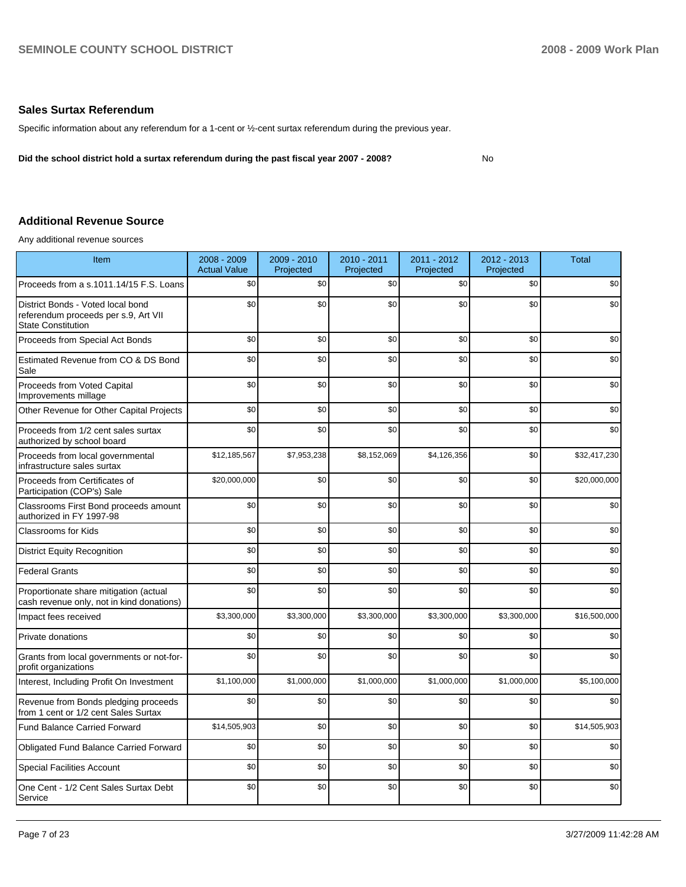## Sales Surtax Referendum

Specific information about any referendum for a 1-cent or ½-cent surtax referendum during the previous year.

**Did the school district hold a surtax referendum during the past fiscal year 2007 - 2008?** No

## Additional Revenue Source

Any additional revenue sources

| Item | 2008 - 2009 Actual Value | 2009 - 2010 Projected | 2010 - 2011 Projected | 2011 - 2012 Projected | 2012 - 2013 Projected | Total |
|---|---|---|---|---|---|---|
| Proceeds from a s.1011.14/15 F.S. Loans | $0 | $0 | $0 | $0 | $0 | $0 |
| District Bonds - Voted local bond referendum proceeds per s.9, Art VII State Constitution | $0 | $0 | $0 | $0 | $0 | $0 |
| Proceeds from Special Act Bonds | $0 | $0 | $0 | $0 | $0 | $0 |
| Estimated Revenue from CO & DS Bond Sale | $0 | $0 | $0 | $0 | $0 | $0 |
| Proceeds from Voted Capital Improvements millage | $0 | $0 | $0 | $0 | $0 | $0 |
| Other Revenue for Other Capital Projects | $0 | $0 | $0 | $0 | $0 | $0 |
| Proceeds from 1/2 cent sales surtax authorized by school board | $0 | $0 | $0 | $0 | $0 | $0 |
| Proceeds from local governmental infrastructure sales surtax | $12,185,567 | $7,953,238 | $8,152,069 | $4,126,356 | $0 | $32,417,230 |
| Proceeds from Certificates of Participation (COP's) Sale | $20,000,000 | $0 | $0 | $0 | $0 | $20,000,000 |
| Classrooms First Bond proceeds amount authorized in FY 1997-98 | $0 | $0 | $0 | $0 | $0 | $0 |
| Classrooms for Kids | $0 | $0 | $0 | $0 | $0 | $0 |
| District Equity Recognition | $0 | $0 | $0 | $0 | $0 | $0 |
| Federal Grants | $0 | $0 | $0 | $0 | $0 | $0 |
| Proportionate share mitigation (actual cash revenue only, not in kind donations) | $0 | $0 | $0 | $0 | $0 | $0 |
| Impact fees received | $3,300,000 | $3,300,000 | $3,300,000 | $3,300,000 | $3,300,000 | $16,500,000 |
| Private donations | $0 | $0 | $0 | $0 | $0 | $0 |
| Grants from local governments or not-for-profit organizations | $0 | $0 | $0 | $0 | $0 | $0 |
| Interest, Including Profit On Investment | $1,100,000 | $1,000,000 | $1,000,000 | $1,000,000 | $1,000,000 | $5,100,000 |
| Revenue from Bonds pledging proceeds from 1 cent or 1/2 cent Sales Surtax | $0 | $0 | $0 | $0 | $0 | $0 |
| Fund Balance Carried Forward | $14,505,903 | $0 | $0 | $0 | $0 | $14,505,903 |
| Obligated Fund Balance Carried Forward | $0 | $0 | $0 | $0 | $0 | $0 |
| Special Facilities Account | $0 | $0 | $0 | $0 | $0 | $0 |
| One Cent - 1/2 Cent Sales Surtax Debt Service | $0 | $0 | $0 | $0 | $0 | $0 |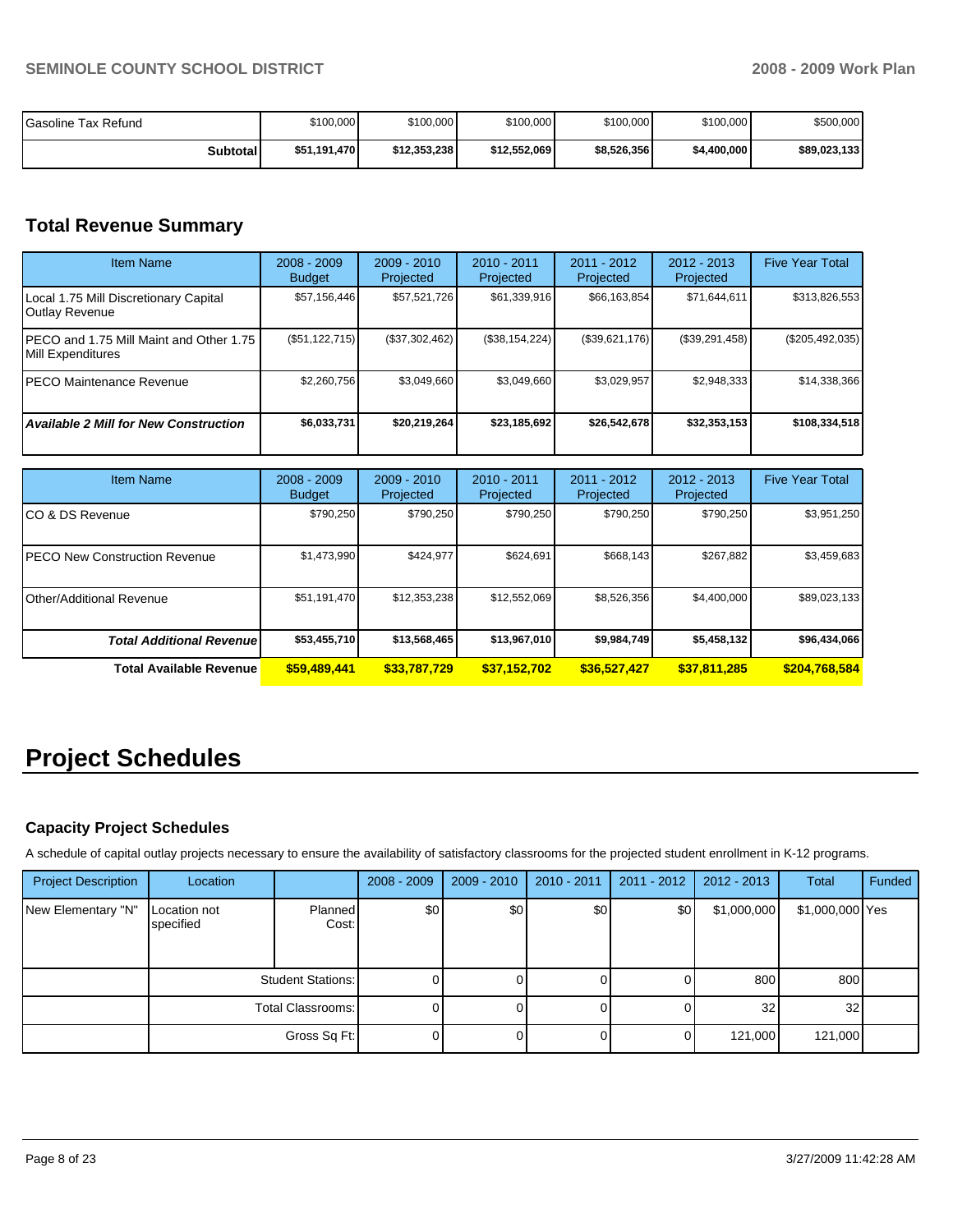| | | | | | | |
|---|---|---|---|---|---|---|
| Gasoline Tax Refund | $100,000 | $100,000 | $100,000 | $100,000 | $100,000 | $500,000 |
| **Subtotal** | **$51,191,470** | **$12,353,238** | **$12,552,069** | **$8,526,356** | **$4,400,000** | **$89,023,133** |

## Total Revenue Summary

| Item Name | 2008 - 2009 Budget | 2009 - 2010 Projected | 2010 - 2011 Projected | 2011 - 2012 Projected | 2012 - 2013 Projected | Five Year Total |
|---|---|---|---|---|---|---|
| Local 1.75 Mill Discretionary Capital Outlay Revenue | $57,156,446 | $57,521,726 | $61,339,916 | $66,163,854 | $71,644,611 | $313,826,553 |
| PECO and 1.75 Mill Maint and Other 1.75 Mill Expenditures | ($51,122,715) | ($37,302,462) | ($38,154,224) | ($39,621,176) | ($39,291,458) | ($205,492,035) |
| PECO Maintenance Revenue | $2,260,756 | $3,049,660 | $3,049,660 | $3,029,957 | $2,948,333 | $14,338,366 |
| ***Available 2 Mill for New Construction*** | **$6,033,731** | **$20,219,264** | **$23,185,692** | **$26,542,678** | **$32,353,153** | **$108,334,518** |

| Item Name | 2008 - 2009 Budget | 2009 - 2010 Projected | 2010 - 2011 Projected | 2011 - 2012 Projected | 2012 - 2013 Projected | Five Year Total |
|---|---|---|---|---|---|---|
| CO & DS Revenue | $790,250 | $790,250 | $790,250 | $790,250 | $790,250 | $3,951,250 |
| PECO New Construction Revenue | $1,473,990 | $424,977 | $624,691 | $668,143 | $267,882 | $3,459,683 |
| Other/Additional Revenue | $51,191,470 | $12,353,238 | $12,552,069 | $8,526,356 | $4,400,000 | $89,023,133 |
| ***Total Additional Revenue*** | **$53,455,710** | **$13,568,465** | **$13,967,010** | **$9,984,749** | **$5,458,132** | **$96,434,066** |
| **Total Available Revenue** | **$59,489,441** | **$33,787,729** | **$37,152,702** | **$36,527,427** | **$37,811,285** | **$204,768,584** |

# Project Schedules

### Capacity Project Schedules

A schedule of capital outlay projects necessary to ensure the availability of satisfactory classrooms for the projected student enrollment in K-12 programs.

| Project Description | Location | | 2008 - 2009 | 2009 - 2010 | 2010 - 2011 | 2011 - 2012 | 2012 - 2013 | Total | Funded |
|---|---|---|---|---|---|---|---|---|---|
| New Elementary "N" | Location not specified | Planned Cost: | $0 | $0 | $0 | $0 | $1,000,000 | $1,000,000 | Yes |
| | | Student Stations: | 0 | 0 | 0 | 0 | 800 | 800 | |
| | | Total Classrooms: | 0 | 0 | 0 | 0 | 32 | 32 | |
| | | Gross Sq Ft: | 0 | 0 | 0 | 0 | 121,000 | 121,000 | |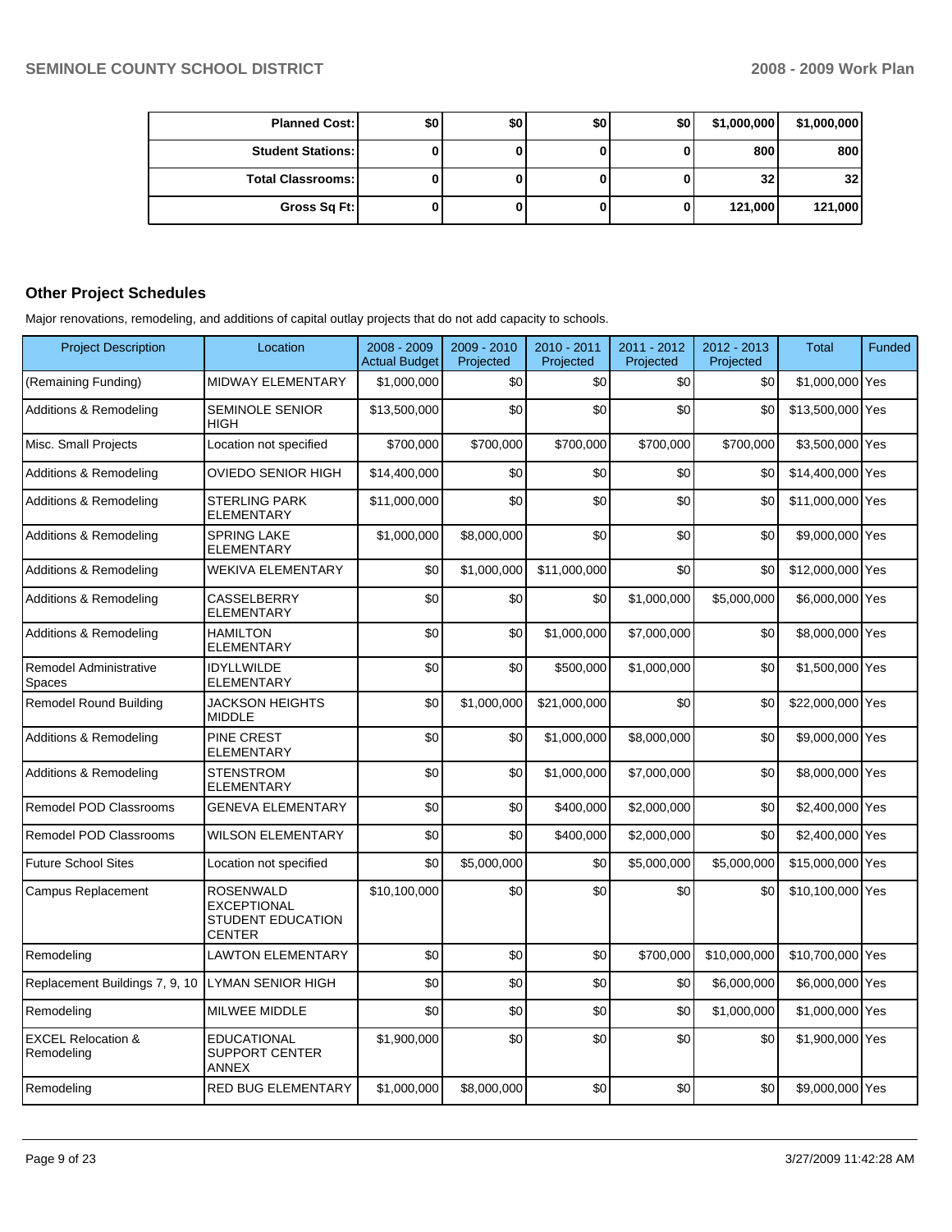| Planned Cost: | $0 | $0 | $0 | $0 | $1,000,000 | $1,000,000 |
|---|---|---|---|---|---|---|
| Student Stations: | 0 | 0 | 0 | 0 | 800 | 800 |
| Total Classrooms: | 0 | 0 | 0 | 0 | 32 | 32 |
| Gross Sq Ft: | 0 | 0 | 0 | 0 | 121,000 | 121,000 |

## Other Project Schedules

Major renovations, remodeling, and additions of capital outlay projects that do not add capacity to schools.

| Project Description | Location | 2008 - 2009 Actual Budget | 2009 - 2010 Projected | 2010 - 2011 Projected | 2011 - 2012 Projected | 2012 - 2013 Projected | Total | Funded |
|---|---|---|---|---|---|---|---|---|
| (Remaining Funding) | MIDWAY ELEMENTARY | $1,000,000 | $0 | $0 | $0 | $0 | $1,000,000 | Yes |
| Additions & Remodeling | SEMINOLE SENIOR HIGH | $13,500,000 | $0 | $0 | $0 | $0 | $13,500,000 | Yes |
| Misc. Small Projects | Location not specified | $700,000 | $700,000 | $700,000 | $700,000 | $700,000 | $3,500,000 | Yes |
| Additions & Remodeling | OVIEDO SENIOR HIGH | $14,400,000 | $0 | $0 | $0 | $0 | $14,400,000 | Yes |
| Additions & Remodeling | STERLING PARK ELEMENTARY | $11,000,000 | $0 | $0 | $0 | $0 | $11,000,000 | Yes |
| Additions & Remodeling | SPRING LAKE ELEMENTARY | $1,000,000 | $8,000,000 | $0 | $0 | $0 | $9,000,000 | Yes |
| Additions & Remodeling | WEKIVA ELEMENTARY | $0 | $1,000,000 | $11,000,000 | $0 | $0 | $12,000,000 | Yes |
| Additions & Remodeling | CASSELBERRY ELEMENTARY | $0 | $0 | $0 | $1,000,000 | $5,000,000 | $6,000,000 | Yes |
| Additions & Remodeling | HAMILTON ELEMENTARY | $0 | $0 | $1,000,000 | $7,000,000 | $0 | $8,000,000 | Yes |
| Remodel Administrative Spaces | IDYLLWILDE ELEMENTARY | $0 | $0 | $500,000 | $1,000,000 | $0 | $1,500,000 | Yes |
| Remodel Round Building | JACKSON HEIGHTS MIDDLE | $0 | $1,000,000 | $21,000,000 | $0 | $0 | $22,000,000 | Yes |
| Additions & Remodeling | PINE CREST ELEMENTARY | $0 | $0 | $1,000,000 | $8,000,000 | $0 | $9,000,000 | Yes |
| Additions & Remodeling | STENSTROM ELEMENTARY | $0 | $0 | $1,000,000 | $7,000,000 | $0 | $8,000,000 | Yes |
| Remodel POD Classrooms | GENEVA ELEMENTARY | $0 | $0 | $400,000 | $2,000,000 | $0 | $2,400,000 | Yes |
| Remodel POD Classrooms | WILSON ELEMENTARY | $0 | $0 | $400,000 | $2,000,000 | $0 | $2,400,000 | Yes |
| Future School Sites | Location not specified | $0 | $5,000,000 | $0 | $5,000,000 | $5,000,000 | $15,000,000 | Yes |
| Campus Replacement | ROSENWALD EXCEPTIONAL STUDENT EDUCATION CENTER | $10,100,000 | $0 | $0 | $0 | $0 | $10,100,000 | Yes |
| Remodeling | LAWTON ELEMENTARY | $0 | $0 | $0 | $700,000 | $10,000,000 | $10,700,000 | Yes |
| Replacement Buildings 7, 9, 10 | LYMAN SENIOR HIGH | $0 | $0 | $0 | $0 | $6,000,000 | $6,000,000 | Yes |
| Remodeling | MILWEE MIDDLE | $0 | $0 | $0 | $0 | $1,000,000 | $1,000,000 | Yes |
| EXCEL Relocation & Remodeling | EDUCATIONAL SUPPORT CENTER ANNEX | $1,900,000 | $0 | $0 | $0 | $0 | $1,900,000 | Yes |
| Remodeling | RED BUG ELEMENTARY | $1,000,000 | $8,000,000 | $0 | $0 | $0 | $9,000,000 | Yes |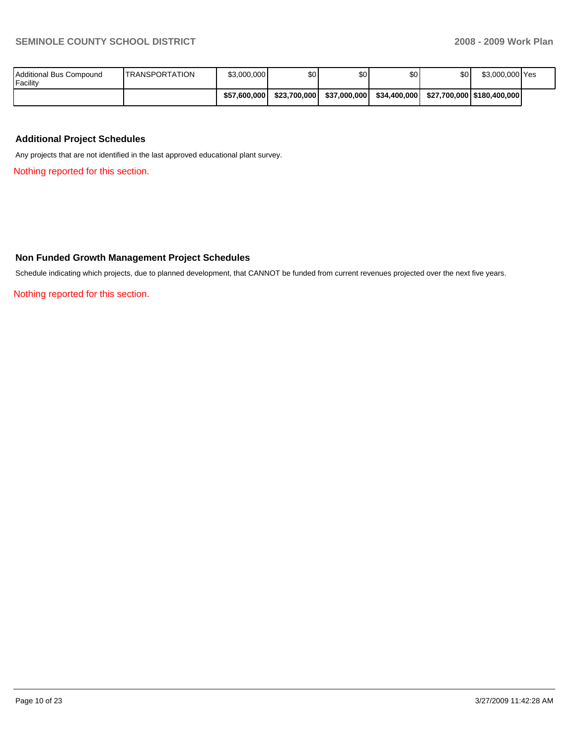| | | | | | | | | |
|---|---|---|---|---|---|---|---|---|
| Additional Bus Compound Facility | TRANSPORTATION | $3,000,000 | $0 | $0 | $0 | $0 | $3,000,000 | Yes |
| | | **$57,600,000** | **$23,700,000** | **$37,000,000** | **$34,400,000** | **$27,700,000** | **$180,400,000** | |

### Additional Project Schedules

Any projects that are not identified in the last approved educational plant survey.

Nothing reported for this section.

### Non Funded Growth Management Project Schedules

Schedule indicating which projects, due to planned development, that CANNOT be funded from current revenues projected over the next five years.

Nothing reported for this section.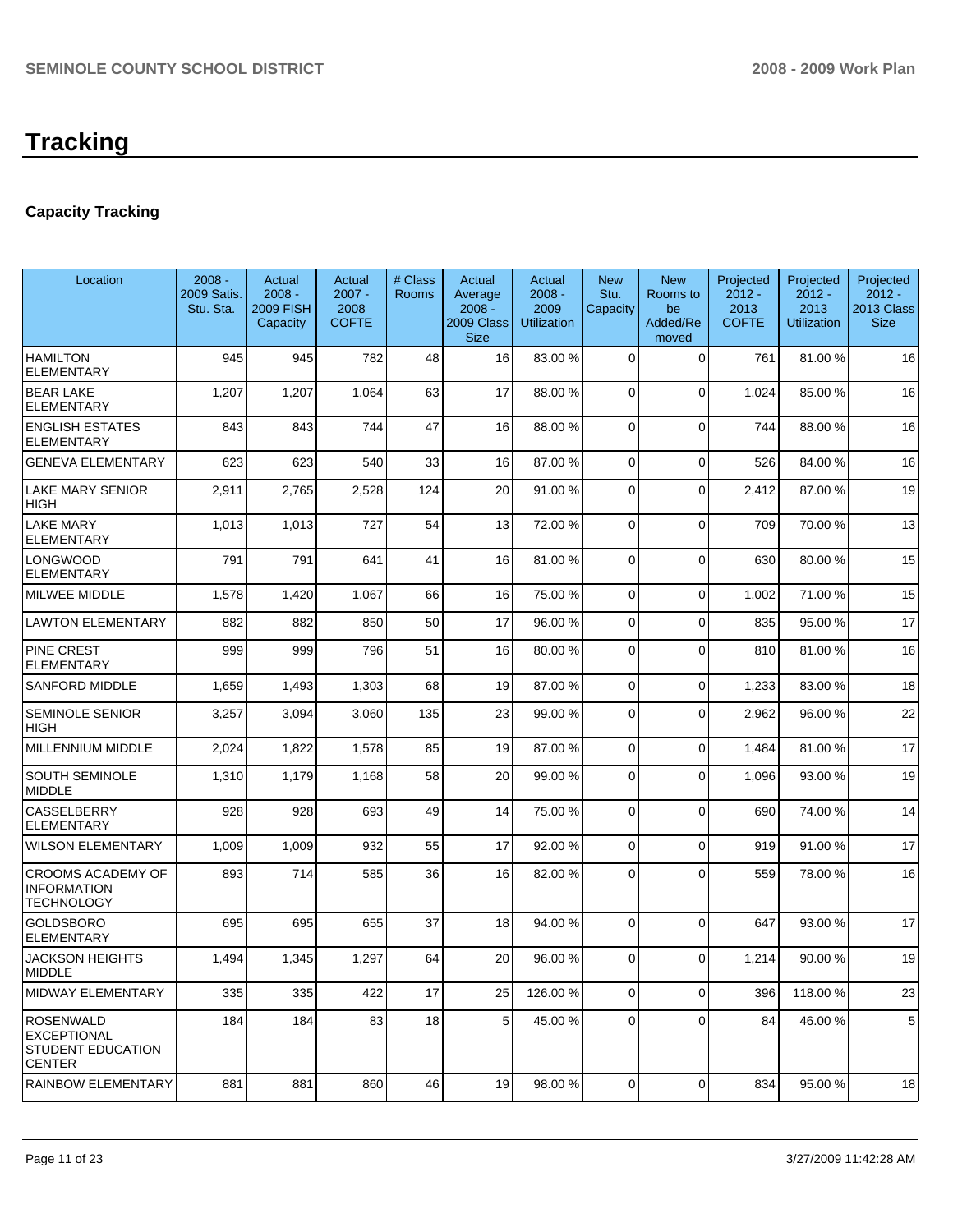# Tracking

## Capacity Tracking

| Location | 2008 - 2009 Satis. Stu. Sta. | Actual 2008 - 2009 FISH Capacity | Actual 2007 - 2008 COFTE | # Class Rooms | Actual Average 2008 - 2009 Class Size | Actual 2008 - 2009 Utilization | New Stu. Capacity | New Rooms to be Added/Removed | Projected 2012 - 2013 COFTE | Projected 2012 - 2013 Utilization | Projected 2012 - 2013 Class Size |
|---|---|---|---|---|---|---|---|---|---|---|---|
| HAMILTON ELEMENTARY | 945 | 945 | 782 | 48 | 16 | 83.00 % | 0 | 0 | 761 | 81.00 % | 16 |
| BEAR LAKE ELEMENTARY | 1,207 | 1,207 | 1,064 | 63 | 17 | 88.00 % | 0 | 0 | 1,024 | 85.00 % | 16 |
| ENGLISH ESTATES ELEMENTARY | 843 | 843 | 744 | 47 | 16 | 88.00 % | 0 | 0 | 744 | 88.00 % | 16 |
| GENEVA ELEMENTARY | 623 | 623 | 540 | 33 | 16 | 87.00 % | 0 | 0 | 526 | 84.00 % | 16 |
| LAKE MARY SENIOR HIGH | 2,911 | 2,765 | 2,528 | 124 | 20 | 91.00 % | 0 | 0 | 2,412 | 87.00 % | 19 |
| LAKE MARY ELEMENTARY | 1,013 | 1,013 | 727 | 54 | 13 | 72.00 % | 0 | 0 | 709 | 70.00 % | 13 |
| LONGWOOD ELEMENTARY | 791 | 791 | 641 | 41 | 16 | 81.00 % | 0 | 0 | 630 | 80.00 % | 15 |
| MILWEE MIDDLE | 1,578 | 1,420 | 1,067 | 66 | 16 | 75.00 % | 0 | 0 | 1,002 | 71.00 % | 15 |
| LAWTON ELEMENTARY | 882 | 882 | 850 | 50 | 17 | 96.00 % | 0 | 0 | 835 | 95.00 % | 17 |
| PINE CREST ELEMENTARY | 999 | 999 | 796 | 51 | 16 | 80.00 % | 0 | 0 | 810 | 81.00 % | 16 |
| SANFORD MIDDLE | 1,659 | 1,493 | 1,303 | 68 | 19 | 87.00 % | 0 | 0 | 1,233 | 83.00 % | 18 |
| SEMINOLE SENIOR HIGH | 3,257 | 3,094 | 3,060 | 135 | 23 | 99.00 % | 0 | 0 | 2,962 | 96.00 % | 22 |
| MILLENNIUM MIDDLE | 2,024 | 1,822 | 1,578 | 85 | 19 | 87.00 % | 0 | 0 | 1,484 | 81.00 % | 17 |
| SOUTH SEMINOLE MIDDLE | 1,310 | 1,179 | 1,168 | 58 | 20 | 99.00 % | 0 | 0 | 1,096 | 93.00 % | 19 |
| CASSELBERRY ELEMENTARY | 928 | 928 | 693 | 49 | 14 | 75.00 % | 0 | 0 | 690 | 74.00 % | 14 |
| WILSON ELEMENTARY | 1,009 | 1,009 | 932 | 55 | 17 | 92.00 % | 0 | 0 | 919 | 91.00 % | 17 |
| CROOMS ACADEMY OF INFORMATION TECHNOLOGY | 893 | 714 | 585 | 36 | 16 | 82.00 % | 0 | 0 | 559 | 78.00 % | 16 |
| GOLDSBORO ELEMENTARY | 695 | 695 | 655 | 37 | 18 | 94.00 % | 0 | 0 | 647 | 93.00 % | 17 |
| JACKSON HEIGHTS MIDDLE | 1,494 | 1,345 | 1,297 | 64 | 20 | 96.00 % | 0 | 0 | 1,214 | 90.00 % | 19 |
| MIDWAY ELEMENTARY | 335 | 335 | 422 | 17 | 25 | 126.00 % | 0 | 0 | 396 | 118.00 % | 23 |
| ROSENWALD EXCEPTIONAL STUDENT EDUCATION CENTER | 184 | 184 | 83 | 18 | 5 | 45.00 % | 0 | 0 | 84 | 46.00 % | 5 |
| RAINBOW ELEMENTARY | 881 | 881 | 860 | 46 | 19 | 98.00 % | 0 | 0 | 834 | 95.00 % | 18 |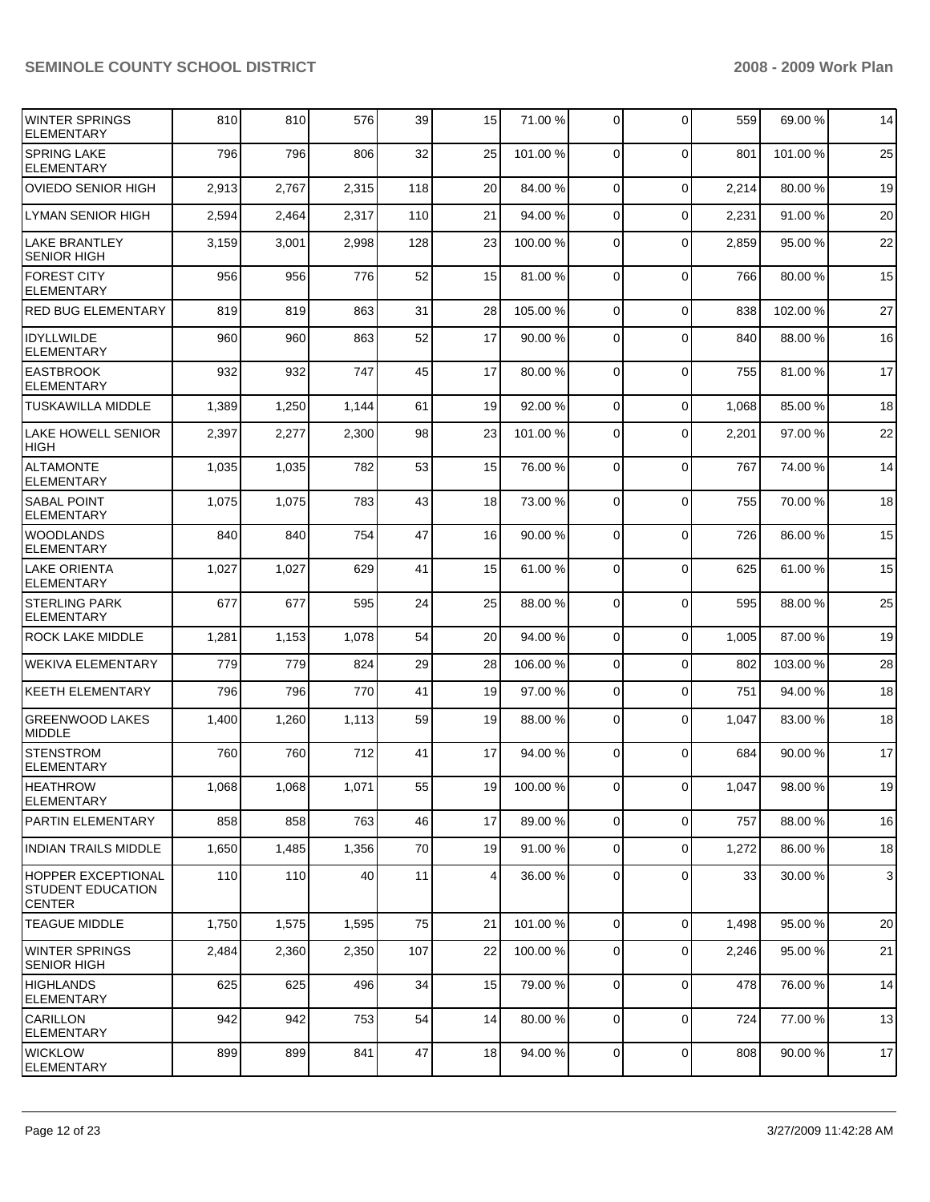| | | | | | | | | | | |
|---|---|---|---|---|---|---|---|---|---|---|
| WINTER SPRINGS ELEMENTARY | 810 | 810 | 576 | 39 | 15 | 71.00 % | 0 | 0 | 559 | 69.00 % | 14 |
| SPRING LAKE ELEMENTARY | 796 | 796 | 806 | 32 | 25 | 101.00 % | 0 | 0 | 801 | 101.00 % | 25 |
| OVIEDO SENIOR HIGH | 2,913 | 2,767 | 2,315 | 118 | 20 | 84.00 % | 0 | 0 | 2,214 | 80.00 % | 19 |
| LYMAN SENIOR HIGH | 2,594 | 2,464 | 2,317 | 110 | 21 | 94.00 % | 0 | 0 | 2,231 | 91.00 % | 20 |
| LAKE BRANTLEY SENIOR HIGH | 3,159 | 3,001 | 2,998 | 128 | 23 | 100.00 % | 0 | 0 | 2,859 | 95.00 % | 22 |
| FOREST CITY ELEMENTARY | 956 | 956 | 776 | 52 | 15 | 81.00 % | 0 | 0 | 766 | 80.00 % | 15 |
| RED BUG ELEMENTARY | 819 | 819 | 863 | 31 | 28 | 105.00 % | 0 | 0 | 838 | 102.00 % | 27 |
| IDYLLWILDE ELEMENTARY | 960 | 960 | 863 | 52 | 17 | 90.00 % | 0 | 0 | 840 | 88.00 % | 16 |
| EASTBROOK ELEMENTARY | 932 | 932 | 747 | 45 | 17 | 80.00 % | 0 | 0 | 755 | 81.00 % | 17 |
| TUSKAWILLA MIDDLE | 1,389 | 1,250 | 1,144 | 61 | 19 | 92.00 % | 0 | 0 | 1,068 | 85.00 % | 18 |
| LAKE HOWELL SENIOR HIGH | 2,397 | 2,277 | 2,300 | 98 | 23 | 101.00 % | 0 | 0 | 2,201 | 97.00 % | 22 |
| ALTAMONTE ELEMENTARY | 1,035 | 1,035 | 782 | 53 | 15 | 76.00 % | 0 | 0 | 767 | 74.00 % | 14 |
| SABAL POINT ELEMENTARY | 1,075 | 1,075 | 783 | 43 | 18 | 73.00 % | 0 | 0 | 755 | 70.00 % | 18 |
| WOODLANDS ELEMENTARY | 840 | 840 | 754 | 47 | 16 | 90.00 % | 0 | 0 | 726 | 86.00 % | 15 |
| LAKE ORIENTA ELEMENTARY | 1,027 | 1,027 | 629 | 41 | 15 | 61.00 % | 0 | 0 | 625 | 61.00 % | 15 |
| STERLING PARK ELEMENTARY | 677 | 677 | 595 | 24 | 25 | 88.00 % | 0 | 0 | 595 | 88.00 % | 25 |
| ROCK LAKE MIDDLE | 1,281 | 1,153 | 1,078 | 54 | 20 | 94.00 % | 0 | 0 | 1,005 | 87.00 % | 19 |
| WEKIVA ELEMENTARY | 779 | 779 | 824 | 29 | 28 | 106.00 % | 0 | 0 | 802 | 103.00 % | 28 |
| KEETH ELEMENTARY | 796 | 796 | 770 | 41 | 19 | 97.00 % | 0 | 0 | 751 | 94.00 % | 18 |
| GREENWOOD LAKES MIDDLE | 1,400 | 1,260 | 1,113 | 59 | 19 | 88.00 % | 0 | 0 | 1,047 | 83.00 % | 18 |
| STENSTROM ELEMENTARY | 760 | 760 | 712 | 41 | 17 | 94.00 % | 0 | 0 | 684 | 90.00 % | 17 |
| HEATHROW ELEMENTARY | 1,068 | 1,068 | 1,071 | 55 | 19 | 100.00 % | 0 | 0 | 1,047 | 98.00 % | 19 |
| PARTIN ELEMENTARY | 858 | 858 | 763 | 46 | 17 | 89.00 % | 0 | 0 | 757 | 88.00 % | 16 |
| INDIAN TRAILS MIDDLE | 1,650 | 1,485 | 1,356 | 70 | 19 | 91.00 % | 0 | 0 | 1,272 | 86.00 % | 18 |
| HOPPER EXCEPTIONAL STUDENT EDUCATION CENTER | 110 | 110 | 40 | 11 | 4 | 36.00 % | 0 | 0 | 33 | 30.00 % | 3 |
| TEAGUE MIDDLE | 1,750 | 1,575 | 1,595 | 75 | 21 | 101.00 % | 0 | 0 | 1,498 | 95.00 % | 20 |
| WINTER SPRINGS SENIOR HIGH | 2,484 | 2,360 | 2,350 | 107 | 22 | 100.00 % | 0 | 0 | 2,246 | 95.00 % | 21 |
| HIGHLANDS ELEMENTARY | 625 | 625 | 496 | 34 | 15 | 79.00 % | 0 | 0 | 478 | 76.00 % | 14 |
| CARILLON ELEMENTARY | 942 | 942 | 753 | 54 | 14 | 80.00 % | 0 | 0 | 724 | 77.00 % | 13 |
| WICKLOW ELEMENTARY | 899 | 899 | 841 | 47 | 18 | 94.00 % | 0 | 0 | 808 | 90.00 % | 17 |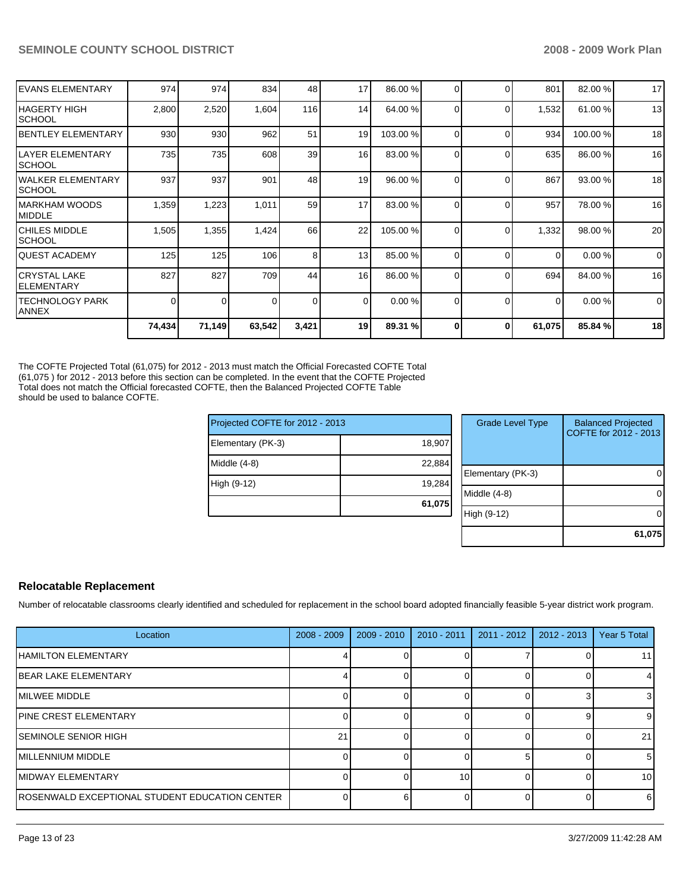| | | | | | | | | | | | |
|---|---|---|---|---|---|---|---|---|---|---|---|
| EVANS ELEMENTARY | 974 | 974 | 834 | 48 | 17 | 86.00 % | 0 | 0 | 801 | 82.00 % | 17 |
| HAGERTY HIGH SCHOOL | 2,800 | 2,520 | 1,604 | 116 | 14 | 64.00 % | 0 | 0 | 1,532 | 61.00 % | 13 |
| BENTLEY ELEMENTARY | 930 | 930 | 962 | 51 | 19 | 103.00 % | 0 | 0 | 934 | 100.00 % | 18 |
| LAYER ELEMENTARY SCHOOL | 735 | 735 | 608 | 39 | 16 | 83.00 % | 0 | 0 | 635 | 86.00 % | 16 |
| WALKER ELEMENTARY SCHOOL | 937 | 937 | 901 | 48 | 19 | 96.00 % | 0 | 0 | 867 | 93.00 % | 18 |
| MARKHAM WOODS MIDDLE | 1,359 | 1,223 | 1,011 | 59 | 17 | 83.00 % | 0 | 0 | 957 | 78.00 % | 16 |
| CHILES MIDDLE SCHOOL | 1,505 | 1,355 | 1,424 | 66 | 22 | 105.00 % | 0 | 0 | 1,332 | 98.00 % | 20 |
| QUEST ACADEMY | 125 | 125 | 106 | 8 | 13 | 85.00 % | 0 | 0 | 0 | 0.00 % | 0 |
| CRYSTAL LAKE ELEMENTARY | 827 | 827 | 709 | 44 | 16 | 86.00 % | 0 | 0 | 694 | 84.00 % | 16 |
| TECHNOLOGY PARK ANNEX | 0 | 0 | 0 | 0 | 0 | 0.00 % | 0 | 0 | 0 | 0.00 % | 0 |
| | **74,434** | **71,149** | **63,542** | **3,421** | **19** | **89.31 %** | **0** | **0** | **61,075** | **85.84 %** | **18** |

The COFTE Projected Total (61,075) for 2012 - 2013 must match the Official Forecasted COFTE Total (61,075 ) for 2012 - 2013 before this section can be completed. In the event that the COFTE Projected Total does not match the Official forecasted COFTE, then the Balanced Projected COFTE Table should be used to balance COFTE.

| Projected COFTE for 2012 - 2013 | |
|---|---|
| Elementary (PK-3) | 18,907 |
| Middle (4-8) | 22,884 |
| High (9-12) | 19,284 |
| | **61,075** |

| Grade Level Type | Balanced Projected COFTE for 2012 - 2013 |
|---|---|
| Elementary (PK-3) | 0 |
| Middle (4-8) | 0 |
| High (9-12) | 0 |
| | **61,075** |

## Relocatable Replacement

Number of relocatable classrooms clearly identified and scheduled for replacement in the school board adopted financially feasible 5-year district work program.

| Location | 2008 - 2009 | 2009 - 2010 | 2010 - 2011 | 2011 - 2012 | 2012 - 2013 | Year 5 Total |
|---|---|---|---|---|---|---|
| HAMILTON ELEMENTARY | 4 | 0 | 0 | 7 | 0 | 11 |
| BEAR LAKE ELEMENTARY | 4 | 0 | 0 | 0 | 0 | 4 |
| MILWEE MIDDLE | 0 | 0 | 0 | 0 | 3 | 3 |
| PINE CREST ELEMENTARY | 0 | 0 | 0 | 0 | 9 | 9 |
| SEMINOLE SENIOR HIGH | 21 | 0 | 0 | 0 | 0 | 21 |
| MILLENNIUM MIDDLE | 0 | 0 | 0 | 5 | 0 | 5 |
| MIDWAY ELEMENTARY | 0 | 0 | 10 | 0 | 0 | 10 |
| ROSENWALD EXCEPTIONAL STUDENT EDUCATION CENTER | 0 | 6 | 0 | 0 | 0 | 6 |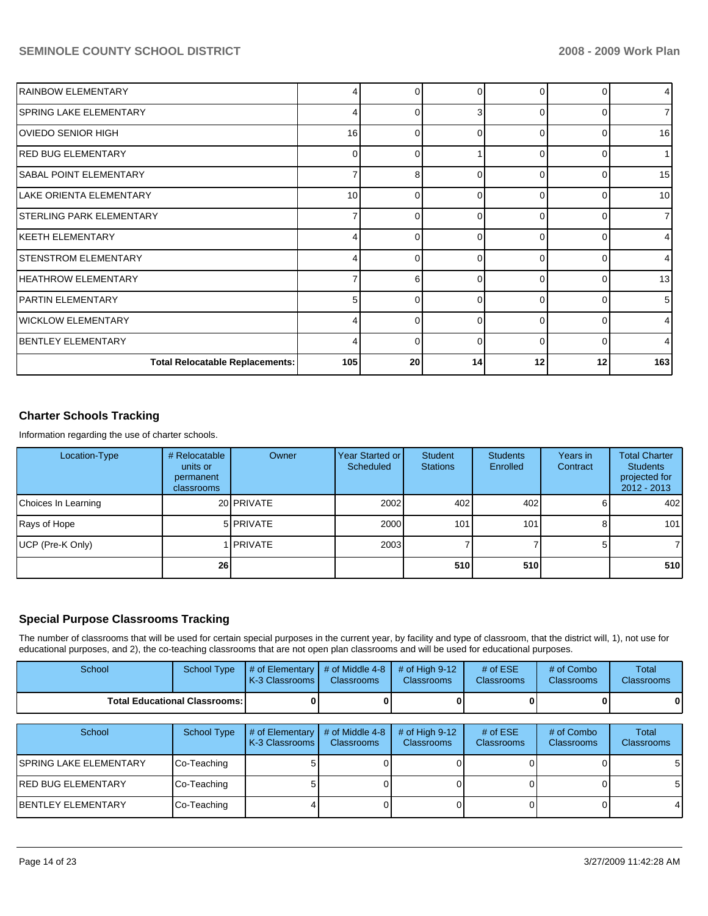| | | | | | | |
|---|---|---|---|---|---|---|
| RAINBOW ELEMENTARY | 4 | 0 | 0 | 0 | 0 | 4 |
| SPRING LAKE ELEMENTARY | 4 | 0 | 3 | 0 | 0 | 7 |
| OVIEDO SENIOR HIGH | 16 | 0 | 0 | 0 | 0 | 16 |
| RED BUG ELEMENTARY | 0 | 0 | 1 | 0 | 0 | 1 |
| SABAL POINT ELEMENTARY | 7 | 8 | 0 | 0 | 0 | 15 |
| LAKE ORIENTA ELEMENTARY | 10 | 0 | 0 | 0 | 0 | 10 |
| STERLING PARK ELEMENTARY | 7 | 0 | 0 | 0 | 0 | 7 |
| KEETH ELEMENTARY | 4 | 0 | 0 | 0 | 0 | 4 |
| STENSTROM ELEMENTARY | 4 | 0 | 0 | 0 | 0 | 4 |
| HEATHROW ELEMENTARY | 7 | 6 | 0 | 0 | 0 | 13 |
| PARTIN ELEMENTARY | 5 | 0 | 0 | 0 | 0 | 5 |
| WICKLOW ELEMENTARY | 4 | 0 | 0 | 0 | 0 | 4 |
| BENTLEY ELEMENTARY | 4 | 0 | 0 | 0 | 0 | 4 |
| **Total Relocatable Replacements:** | **105** | **20** | **14** | **12** | **12** | **163** |

## Charter Schools Tracking

Information regarding the use of charter schools.

| Location-Type | # Relocatable units or permanent classrooms | Owner | Year Started or Scheduled | Student Stations | Students Enrolled | Years in Contract | Total Charter Students projected for 2012 - 2013 |
|---|---|---|---|---|---|---|---|
| Choices In Learning | 20 | PRIVATE | 2002 | 402 | 402 | 6 | 402 |
| Rays of Hope | 5 | PRIVATE | 2000 | 101 | 101 | 8 | 101 |
| UCP (Pre-K Only) | 1 | PRIVATE | 2003 | 7 | 7 | 5 | 7 |
| | **26** | | | **510** | **510** | | **510** |

## Special Purpose Classrooms Tracking

The number of classrooms that will be used for certain special purposes in the current year, by facility and type of classroom, that the district will, 1), not use for educational purposes, and 2), the co-teaching classrooms that are not open plan classrooms and will be used for educational purposes.

| School | School Type | # of Elementary K-3 Classrooms | # of Middle 4-8 Classrooms | # of High 9-12 Classrooms | # of ESE Classrooms | # of Combo Classrooms | Total Classrooms |
|---|---|---|---|---|---|---|---|
| **Total Educational Classrooms:** | | **0** | **0** | **0** | **0** | **0** | **0** |

| School | School Type | # of Elementary K-3 Classrooms | # of Middle 4-8 Classrooms | # of High 9-12 Classrooms | # of ESE Classrooms | # of Combo Classrooms | Total Classrooms |
|---|---|---|---|---|---|---|---|
| SPRING LAKE ELEMENTARY | Co-Teaching | 5 | 0 | 0 | 0 | 0 | 5 |
| RED BUG ELEMENTARY | Co-Teaching | 5 | 0 | 0 | 0 | 0 | 5 |
| BENTLEY ELEMENTARY | Co-Teaching | 4 | 0 | 0 | 0 | 0 | 4 |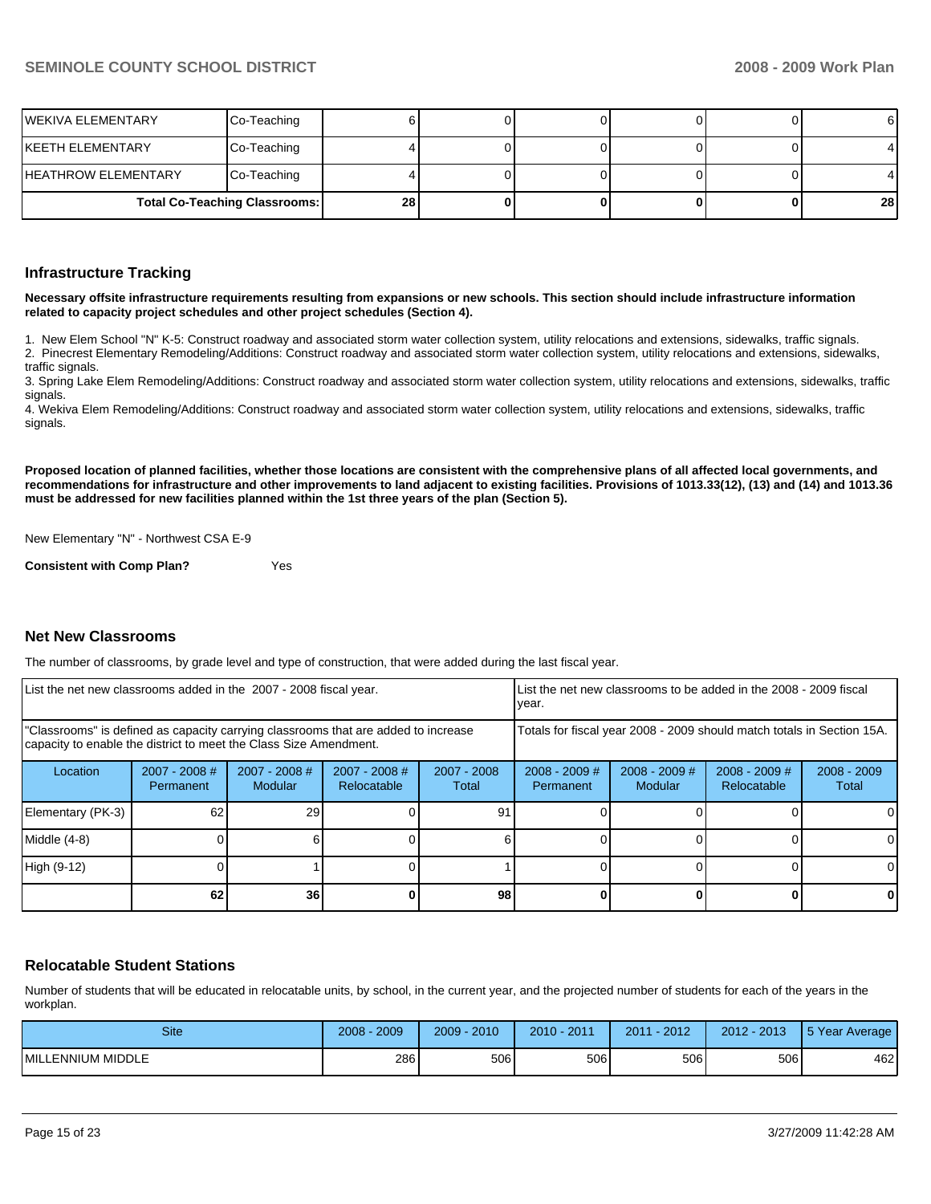| | | | | | | | |
|---|---|---|---|---|---|---|---|
| WEKIVA ELEMENTARY | Co-Teaching | 6 | 0 | 0 | 0 | 0 | 6 |
| KEETH ELEMENTARY | Co-Teaching | 4 | 0 | 0 | 0 | 0 | 4 |
| HEATHROW ELEMENTARY | Co-Teaching | 4 | 0 | 0 | 0 | 0 | 4 |
| **Total Co-Teaching Classrooms:** | | **28** | **0** | **0** | **0** | **0** | **28** |

## Infrastructure Tracking

**Necessary offsite infrastructure requirements resulting from expansions or new schools. This section should include infrastructure information related to capacity project schedules and other project schedules (Section 4).**

1. New Elem School "N" K-5: Construct roadway and associated storm water collection system, utility relocations and extensions, sidewalks, traffic signals.
2. Pinecrest Elementary Remodeling/Additions: Construct roadway and associated storm water collection system, utility relocations and extensions, sidewalks, traffic signals.
3. Spring Lake Elem Remodeling/Additions: Construct roadway and associated storm water collection system, utility relocations and extensions, sidewalks, traffic signals.
4. Wekiva Elem Remodeling/Additions: Construct roadway and associated storm water collection system, utility relocations and extensions, sidewalks, traffic signals.

**Proposed location of planned facilities, whether those locations are consistent with the comprehensive plans of all affected local governments, and recommendations for infrastructure and other improvements to land adjacent to existing facilities. Provisions of 1013.33(12), (13) and (14) and 1013.36 must be addressed for new facilities planned within the 1st three years of the plan (Section 5).**

New Elementary "N" - Northwest CSA E-9

**Consistent with Comp Plan?** Yes

## Net New Classrooms

The number of classrooms, by grade level and type of construction, that were added during the last fiscal year.

| List the net new classrooms added in the 2007 - 2008 fiscal year. | | | | List the net new classrooms to be added in the 2008 - 2009 fiscal year. | | | |
|---|---|---|---|---|---|---|---|
| "Classrooms" is defined as capacity carrying classrooms that are added to increase capacity to enable the district to meet the Class Size Amendment. | | | | Totals for fiscal year 2008 - 2009 should match totals in Section 15A. | | | |
| Location | 2007 - 2008 # Permanent | 2007 - 2008 # Modular | 2007 - 2008 # Relocatable | 2007 - 2008 Total | 2008 - 2009 # Permanent | 2008 - 2009 # Modular | 2008 - 2009 # Relocatable | 2008 - 2009 Total |
| Elementary (PK-3) | 62 | 29 | 0 | 91 | 0 | 0 | 0 | 0 |
| Middle (4-8) | 0 | 6 | 0 | 6 | 0 | 0 | 0 | 0 |
| High (9-12) | 0 | 1 | 0 | 1 | 0 | 0 | 0 | 0 |
| | **62** | **36** | **0** | **98** | **0** | **0** | **0** | **0** |

## Relocatable Student Stations

Number of students that will be educated in relocatable units, by school, in the current year, and the projected number of students for each of the years in the workplan.

| Site | 2008 - 2009 | 2009 - 2010 | 2010 - 2011 | 2011 - 2012 | 2012 - 2013 | 5 Year Average |
|---|---|---|---|---|---|---|
| MILLENNIUM MIDDLE | 286 | 506 | 506 | 506 | 506 | 462 |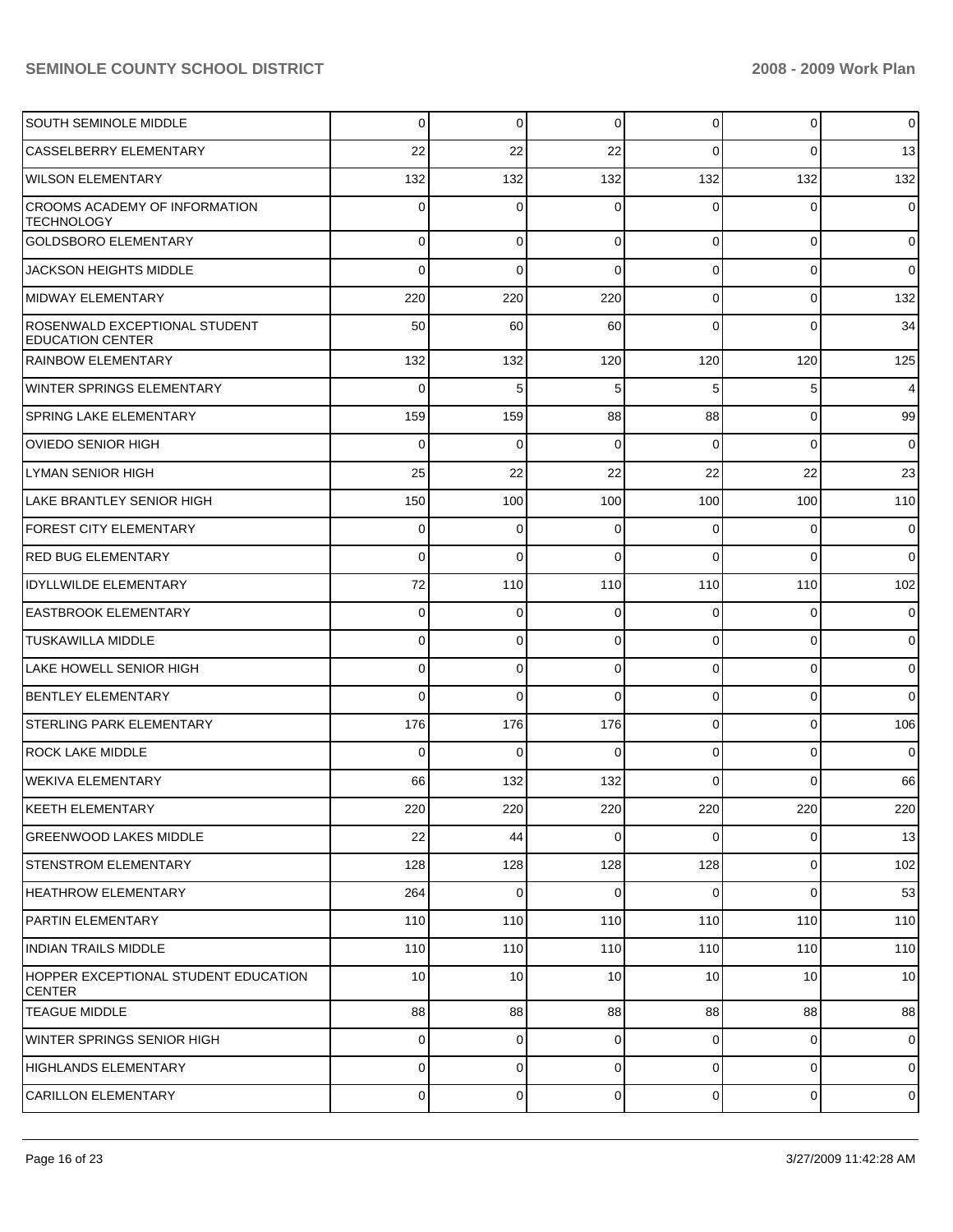| | | | | | | |
|---|---|---|---|---|---|---|
| SOUTH SEMINOLE MIDDLE | 0 | 0 | 0 | 0 | 0 | 0 |
| CASSELBERRY ELEMENTARY | 22 | 22 | 22 | 0 | 0 | 13 |
| WILSON ELEMENTARY | 132 | 132 | 132 | 132 | 132 | 132 |
| CROOMS ACADEMY OF INFORMATION TECHNOLOGY | 0 | 0 | 0 | 0 | 0 | 0 |
| GOLDSBORO ELEMENTARY | 0 | 0 | 0 | 0 | 0 | 0 |
| JACKSON HEIGHTS MIDDLE | 0 | 0 | 0 | 0 | 0 | 0 |
| MIDWAY ELEMENTARY | 220 | 220 | 220 | 0 | 0 | 132 |
| ROSENWALD EXCEPTIONAL STUDENT EDUCATION CENTER | 50 | 60 | 60 | 0 | 0 | 34 |
| RAINBOW ELEMENTARY | 132 | 132 | 120 | 120 | 120 | 125 |
| WINTER SPRINGS ELEMENTARY | 0 | 5 | 5 | 5 | 5 | 4 |
| SPRING LAKE ELEMENTARY | 159 | 159 | 88 | 88 | 0 | 99 |
| OVIEDO SENIOR HIGH | 0 | 0 | 0 | 0 | 0 | 0 |
| LYMAN SENIOR HIGH | 25 | 22 | 22 | 22 | 22 | 23 |
| LAKE BRANTLEY SENIOR HIGH | 150 | 100 | 100 | 100 | 100 | 110 |
| FOREST CITY ELEMENTARY | 0 | 0 | 0 | 0 | 0 | 0 |
| RED BUG ELEMENTARY | 0 | 0 | 0 | 0 | 0 | 0 |
| IDYLLWILDE ELEMENTARY | 72 | 110 | 110 | 110 | 110 | 102 |
| EASTBROOK ELEMENTARY | 0 | 0 | 0 | 0 | 0 | 0 |
| TUSKAWILLA MIDDLE | 0 | 0 | 0 | 0 | 0 | 0 |
| LAKE HOWELL SENIOR HIGH | 0 | 0 | 0 | 0 | 0 | 0 |
| BENTLEY ELEMENTARY | 0 | 0 | 0 | 0 | 0 | 0 |
| STERLING PARK ELEMENTARY | 176 | 176 | 176 | 0 | 0 | 106 |
| ROCK LAKE MIDDLE | 0 | 0 | 0 | 0 | 0 | 0 |
| WEKIVA ELEMENTARY | 66 | 132 | 132 | 0 | 0 | 66 |
| KEETH ELEMENTARY | 220 | 220 | 220 | 220 | 220 | 220 |
| GREENWOOD LAKES MIDDLE | 22 | 44 | 0 | 0 | 0 | 13 |
| STENSTROM ELEMENTARY | 128 | 128 | 128 | 128 | 0 | 102 |
| HEATHROW ELEMENTARY | 264 | 0 | 0 | 0 | 0 | 53 |
| PARTIN ELEMENTARY | 110 | 110 | 110 | 110 | 110 | 110 |
| INDIAN TRAILS MIDDLE | 110 | 110 | 110 | 110 | 110 | 110 |
| HOPPER EXCEPTIONAL STUDENT EDUCATION CENTER | 10 | 10 | 10 | 10 | 10 | 10 |
| TEAGUE MIDDLE | 88 | 88 | 88 | 88 | 88 | 88 |
| WINTER SPRINGS SENIOR HIGH | 0 | 0 | 0 | 0 | 0 | 0 |
| HIGHLANDS ELEMENTARY | 0 | 0 | 0 | 0 | 0 | 0 |
| CARILLON ELEMENTARY | 0 | 0 | 0 | 0 | 0 | 0 |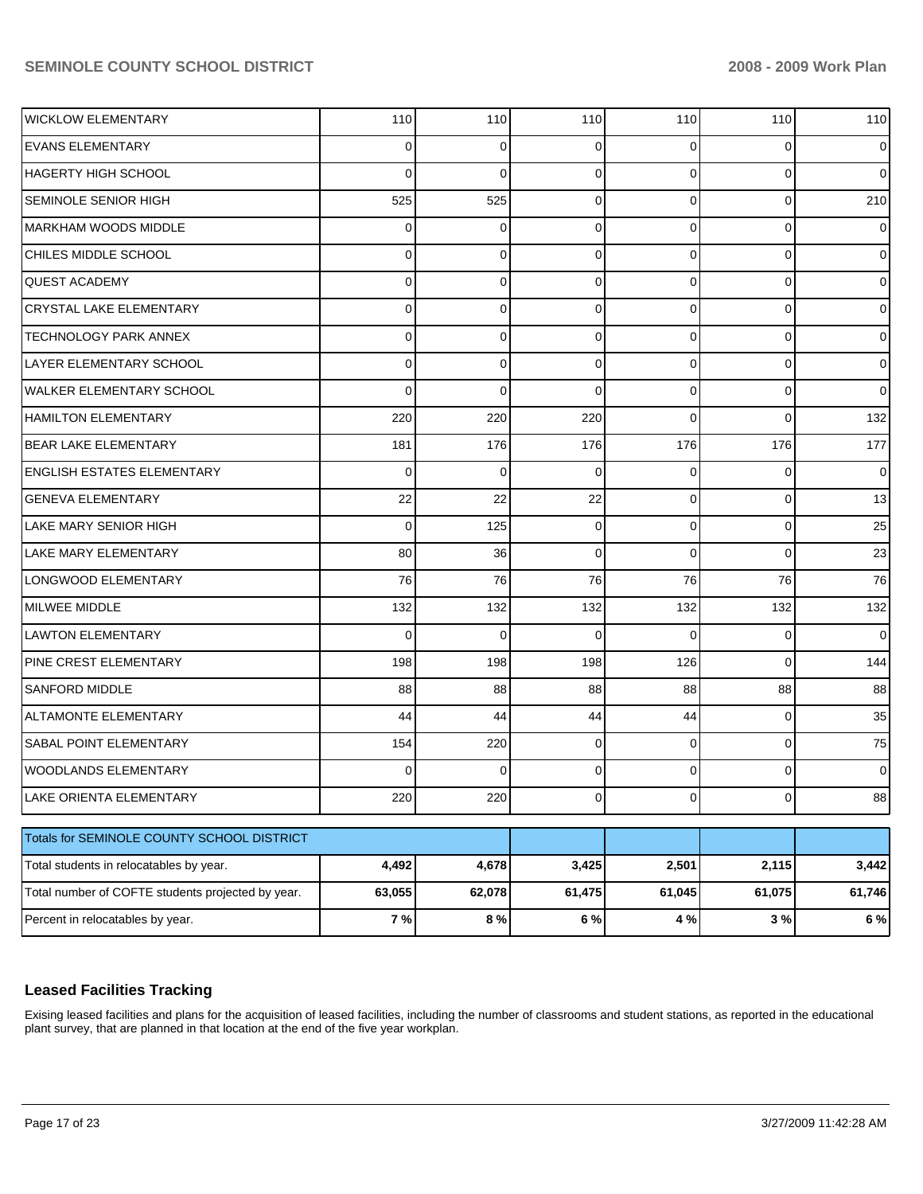| | | | | | | |
|---|---|---|---|---|---|---|
| WICKLOW ELEMENTARY | 110 | 110 | 110 | 110 | 110 | 110 |
| EVANS ELEMENTARY | 0 | 0 | 0 | 0 | 0 | 0 |
| HAGERTY HIGH SCHOOL | 0 | 0 | 0 | 0 | 0 | 0 |
| SEMINOLE SENIOR HIGH | 525 | 525 | 0 | 0 | 0 | 210 |
| MARKHAM WOODS MIDDLE | 0 | 0 | 0 | 0 | 0 | 0 |
| CHILES MIDDLE SCHOOL | 0 | 0 | 0 | 0 | 0 | 0 |
| QUEST ACADEMY | 0 | 0 | 0 | 0 | 0 | 0 |
| CRYSTAL LAKE ELEMENTARY | 0 | 0 | 0 | 0 | 0 | 0 |
| TECHNOLOGY PARK ANNEX | 0 | 0 | 0 | 0 | 0 | 0 |
| LAYER ELEMENTARY SCHOOL | 0 | 0 | 0 | 0 | 0 | 0 |
| WALKER ELEMENTARY SCHOOL | 0 | 0 | 0 | 0 | 0 | 0 |
| HAMILTON ELEMENTARY | 220 | 220 | 220 | 0 | 0 | 132 |
| BEAR LAKE ELEMENTARY | 181 | 176 | 176 | 176 | 176 | 177 |
| ENGLISH ESTATES ELEMENTARY | 0 | 0 | 0 | 0 | 0 | 0 |
| GENEVA ELEMENTARY | 22 | 22 | 22 | 0 | 0 | 13 |
| LAKE MARY SENIOR HIGH | 0 | 125 | 0 | 0 | 0 | 25 |
| LAKE MARY ELEMENTARY | 80 | 36 | 0 | 0 | 0 | 23 |
| LONGWOOD ELEMENTARY | 76 | 76 | 76 | 76 | 76 | 76 |
| MILWEE MIDDLE | 132 | 132 | 132 | 132 | 132 | 132 |
| LAWTON ELEMENTARY | 0 | 0 | 0 | 0 | 0 | 0 |
| PINE CREST ELEMENTARY | 198 | 198 | 198 | 126 | 0 | 144 |
| SANFORD MIDDLE | 88 | 88 | 88 | 88 | 88 | 88 |
| ALTAMONTE ELEMENTARY | 44 | 44 | 44 | 44 | 0 | 35 |
| SABAL POINT ELEMENTARY | 154 | 220 | 0 | 0 | 0 | 75 |
| WOODLANDS ELEMENTARY | 0 | 0 | 0 | 0 | 0 | 0 |
| LAKE ORIENTA ELEMENTARY | 220 | 220 | 0 | 0 | 0 | 88 |

| Totals for SEMINOLE COUNTY SCHOOL DISTRICT | | | | | | |
|---|---|---|---|---|---|---|
| Total students in relocatables by year. | **4,492** | **4,678** | **3,425** | **2,501** | **2,115** | **3,442** |
| Total number of COFTE students projected by year. | **63,055** | **62,078** | **61,475** | **61,045** | **61,075** | **61,746** |
| Percent in relocatables by year. | **7 %** | **8 %** | **6 %** | **4 %** | **3 %** | **6 %** |

## Leased Facilities Tracking

Exising leased facilities and plans for the acquisition of leased facilities, including the number of classrooms and student stations, as reported in the educational plant survey, that are planned in that location at the end of the five year workplan.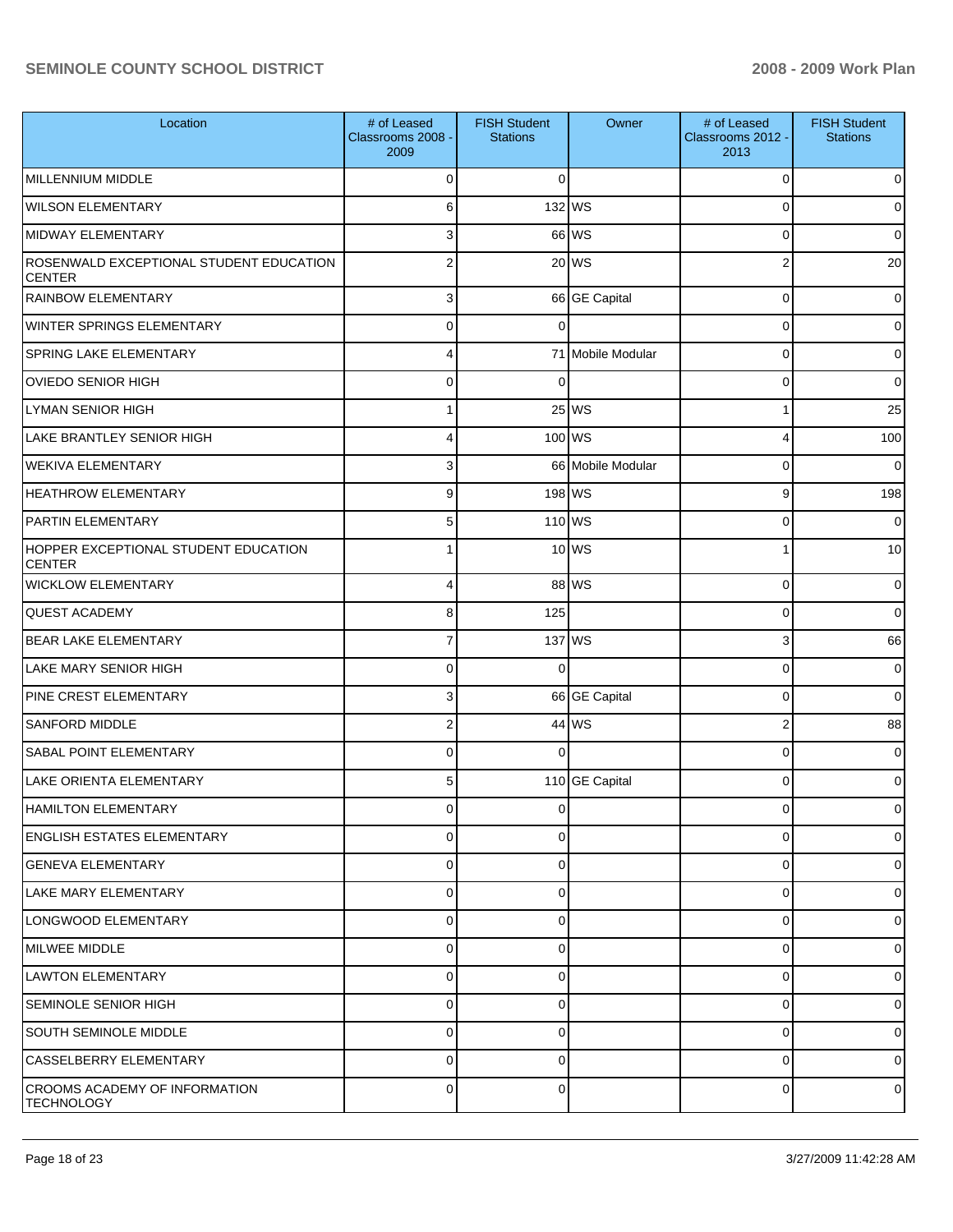| Location | # of Leased Classrooms 2008 - 2009 | FISH Student Stations | Owner | # of Leased Classrooms 2012 - 2013 | FISH Student Stations |
|---|---|---|---|---|---|
| MILLENNIUM MIDDLE | 0 | 0 | | 0 | 0 |
| WILSON ELEMENTARY | 6 | 132 | WS | 0 | 0 |
| MIDWAY ELEMENTARY | 3 | 66 | WS | 0 | 0 |
| ROSENWALD EXCEPTIONAL STUDENT EDUCATION CENTER | 2 | 20 | WS | 2 | 20 |
| RAINBOW ELEMENTARY | 3 | 66 | GE Capital | 0 | 0 |
| WINTER SPRINGS ELEMENTARY | 0 | 0 | | 0 | 0 |
| SPRING LAKE ELEMENTARY | 4 | 71 | Mobile Modular | 0 | 0 |
| OVIEDO SENIOR HIGH | 0 | 0 | | 0 | 0 |
| LYMAN SENIOR HIGH | 1 | 25 | WS | 1 | 25 |
| LAKE BRANTLEY SENIOR HIGH | 4 | 100 | WS | 4 | 100 |
| WEKIVA ELEMENTARY | 3 | 66 | Mobile Modular | 0 | 0 |
| HEATHROW ELEMENTARY | 9 | 198 | WS | 9 | 198 |
| PARTIN ELEMENTARY | 5 | 110 | WS | 0 | 0 |
| HOPPER EXCEPTIONAL STUDENT EDUCATION CENTER | 1 | 10 | WS | 1 | 10 |
| WICKLOW ELEMENTARY | 4 | 88 | WS | 0 | 0 |
| QUEST ACADEMY | 8 | 125 | | 0 | 0 |
| BEAR LAKE ELEMENTARY | 7 | 137 | WS | 3 | 66 |
| LAKE MARY SENIOR HIGH | 0 | 0 | | 0 | 0 |
| PINE CREST ELEMENTARY | 3 | 66 | GE Capital | 0 | 0 |
| SANFORD MIDDLE | 2 | 44 | WS | 2 | 88 |
| SABAL POINT ELEMENTARY | 0 | 0 | | 0 | 0 |
| LAKE ORIENTA ELEMENTARY | 5 | 110 | GE Capital | 0 | 0 |
| HAMILTON ELEMENTARY | 0 | 0 | | 0 | 0 |
| ENGLISH ESTATES ELEMENTARY | 0 | 0 | | 0 | 0 |
| GENEVA ELEMENTARY | 0 | 0 | | 0 | 0 |
| LAKE MARY ELEMENTARY | 0 | 0 | | 0 | 0 |
| LONGWOOD ELEMENTARY | 0 | 0 | | 0 | 0 |
| MILWEE MIDDLE | 0 | 0 | | 0 | 0 |
| LAWTON ELEMENTARY | 0 | 0 | | 0 | 0 |
| SEMINOLE SENIOR HIGH | 0 | 0 | | 0 | 0 |
| SOUTH SEMINOLE MIDDLE | 0 | 0 | | 0 | 0 |
| CASSELBERRY ELEMENTARY | 0 | 0 | | 0 | 0 |
| CROOMS ACADEMY OF INFORMATION TECHNOLOGY | 0 | 0 | | 0 | 0 |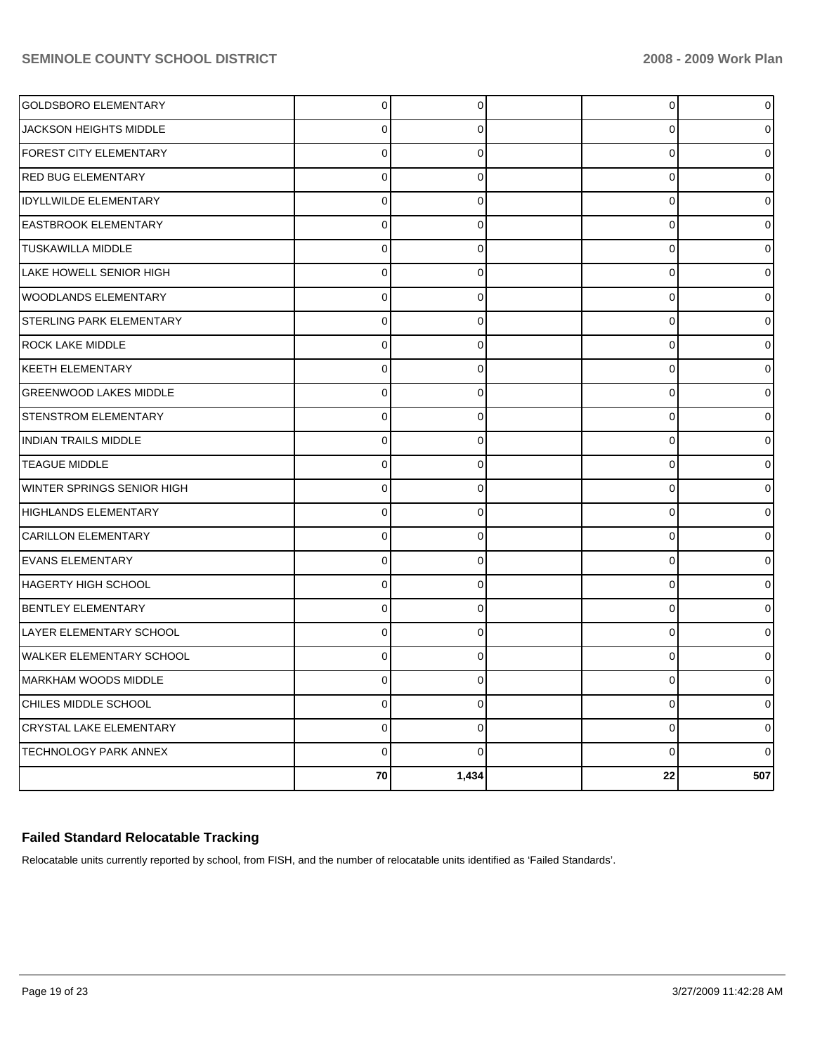| | | | | | |
|---|---|---|---|---|---|
| GOLDSBORO ELEMENTARY | 0 | 0 | | 0 | 0 |
| JACKSON HEIGHTS MIDDLE | 0 | 0 | | 0 | 0 |
| FOREST CITY ELEMENTARY | 0 | 0 | | 0 | 0 |
| RED BUG ELEMENTARY | 0 | 0 | | 0 | 0 |
| IDYLLWILDE ELEMENTARY | 0 | 0 | | 0 | 0 |
| EASTBROOK ELEMENTARY | 0 | 0 | | 0 | 0 |
| TUSKAWILLA MIDDLE | 0 | 0 | | 0 | 0 |
| LAKE HOWELL SENIOR HIGH | 0 | 0 | | 0 | 0 |
| WOODLANDS ELEMENTARY | 0 | 0 | | 0 | 0 |
| STERLING PARK ELEMENTARY | 0 | 0 | | 0 | 0 |
| ROCK LAKE MIDDLE | 0 | 0 | | 0 | 0 |
| KEETH ELEMENTARY | 0 | 0 | | 0 | 0 |
| GREENWOOD LAKES MIDDLE | 0 | 0 | | 0 | 0 |
| STENSTROM ELEMENTARY | 0 | 0 | | 0 | 0 |
| INDIAN TRAILS MIDDLE | 0 | 0 | | 0 | 0 |
| TEAGUE MIDDLE | 0 | 0 | | 0 | 0 |
| WINTER SPRINGS SENIOR HIGH | 0 | 0 | | 0 | 0 |
| HIGHLANDS ELEMENTARY | 0 | 0 | | 0 | 0 |
| CARILLON ELEMENTARY | 0 | 0 | | 0 | 0 |
| EVANS ELEMENTARY | 0 | 0 | | 0 | 0 |
| HAGERTY HIGH SCHOOL | 0 | 0 | | 0 | 0 |
| BENTLEY ELEMENTARY | 0 | 0 | | 0 | 0 |
| LAYER ELEMENTARY SCHOOL | 0 | 0 | | 0 | 0 |
| WALKER ELEMENTARY SCHOOL | 0 | 0 | | 0 | 0 |
| MARKHAM WOODS MIDDLE | 0 | 0 | | 0 | 0 |
| CHILES MIDDLE SCHOOL | 0 | 0 | | 0 | 0 |
| CRYSTAL LAKE ELEMENTARY | 0 | 0 | | 0 | 0 |
| TECHNOLOGY PARK ANNEX | 0 | 0 | | 0 | 0 |
| | **70** | **1,434** | | **22** | **507** |

## Failed Standard Relocatable Tracking

Relocatable units currently reported by school, from FISH, and the number of relocatable units identified as 'Failed Standards'.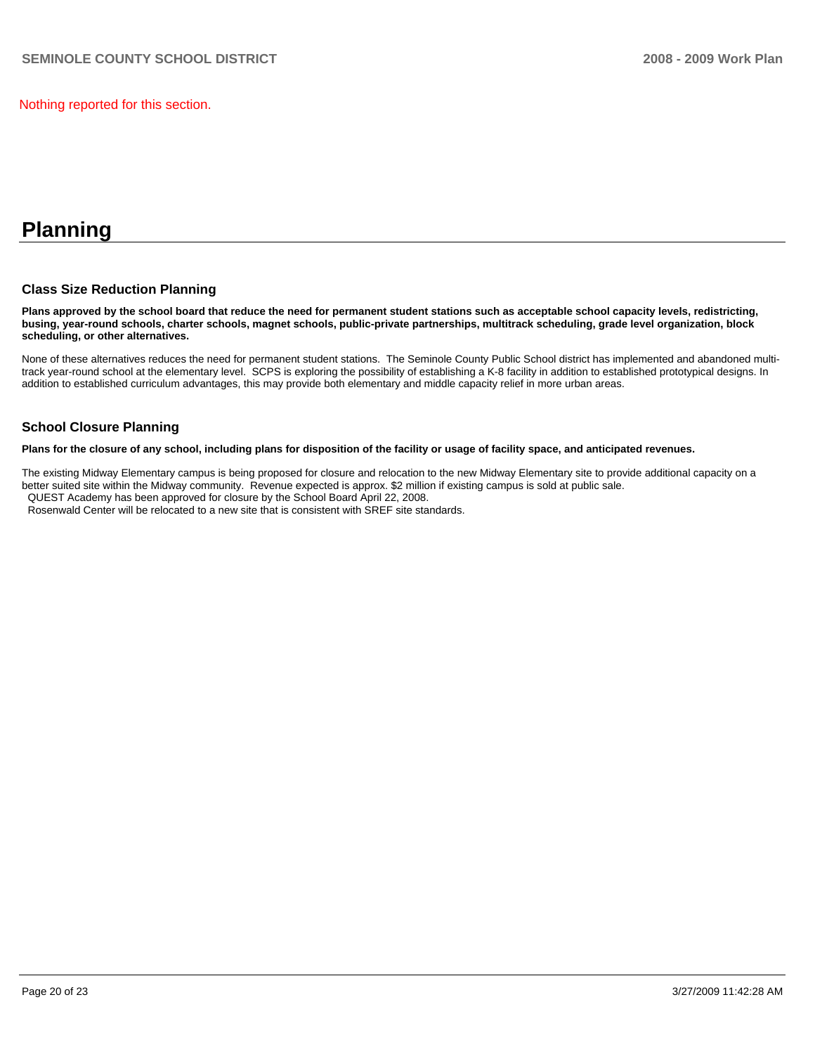Nothing reported for this section.

# Planning

### Class Size Reduction Planning

**Plans approved by the school board that reduce the need for permanent student stations such as acceptable school capacity levels, redistricting, busing, year-round schools, charter schools, magnet schools, public-private partnerships, multitrack scheduling, grade level organization, block scheduling, or other alternatives.**

None of these alternatives reduces the need for permanent student stations. The Seminole County Public School district has implemented and abandoned multi-track year-round school at the elementary level. SCPS is exploring the possibility of establishing a K-8 facility in addition to established prototypical designs. In addition to established curriculum advantages, this may provide both elementary and middle capacity relief in more urban areas.

### School Closure Planning

**Plans for the closure of any school, including plans for disposition of the facility or usage of facility space, and anticipated revenues.**

The existing Midway Elementary campus is being proposed for closure and relocation to the new Midway Elementary site to provide additional capacity on a better suited site within the Midway community. Revenue expected is approx. $2 million if existing campus is sold at public sale.
QUEST Academy has been approved for closure by the School Board April 22, 2008.
Rosenwald Center will be relocated to a new site that is consistent with SREF site standards.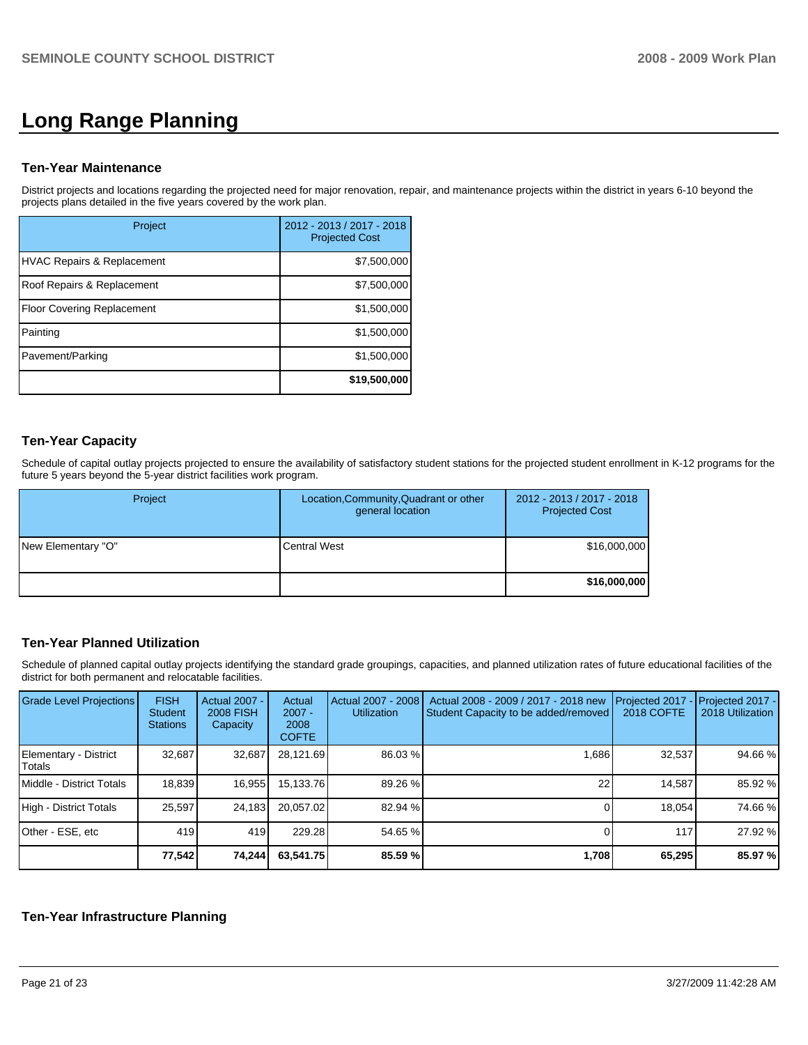# Long Range Planning

### Ten-Year Maintenance

District projects and locations regarding the projected need for major renovation, repair, and maintenance projects within the district in years 6-10 beyond the projects plans detailed in the five years covered by the work plan.

| Project | 2012 - 2013 / 2017 - 2018 Projected Cost |
|---|---|
| HVAC Repairs & Replacement | $7,500,000 |
| Roof Repairs & Replacement | $7,500,000 |
| Floor Covering Replacement | $1,500,000 |
| Painting | $1,500,000 |
| Pavement/Parking | $1,500,000 |
| | **$19,500,000** |

### Ten-Year Capacity

Schedule of capital outlay projects projected to ensure the availability of satisfactory student stations for the projected student enrollment in K-12 programs for the future 5 years beyond the 5-year district facilities work program.

| Project | Location,Community,Quadrant or other general location | 2012 - 2013 / 2017 - 2018 Projected Cost |
|---|---|---|
| New Elementary "O" | Central West | $16,000,000 |
| | | **$16,000,000** |

### Ten-Year Planned Utilization

Schedule of planned capital outlay projects identifying the standard grade groupings, capacities, and planned utilization rates of future educational facilities of the district for both permanent and relocatable facilities.

| Grade Level Projections | FISH Student Stations | Actual 2007 - 2008 FISH Capacity | Actual 2007 - 2008 COFTE | Actual 2007 - 2008 Utilization | Actual 2008 - 2009 / 2017 - 2018 new Student Capacity to be added/removed | Projected 2017 - 2018 COFTE | Projected 2017 - 2018 Utilization |
|---|---|---|---|---|---|---|---|
| Elementary - District Totals | 32,687 | 32,687 | 28,121.69 | 86.03 % | 1,686 | 32,537 | 94.66 % |
| Middle - District Totals | 18,839 | 16,955 | 15,133.76 | 89.26 % | 22 | 14,587 | 85.92 % |
| High - District Totals | 25,597 | 24,183 | 20,057.02 | 82.94 % | 0 | 18,054 | 74.66 % |
| Other - ESE, etc | 419 | 419 | 229.28 | 54.65 % | 0 | 117 | 27.92 % |
| | **77,542** | **74,244** | **63,541.75** | **85.59 %** | **1,708** | **65,295** | **85.97 %** |

### Ten-Year Infrastructure Planning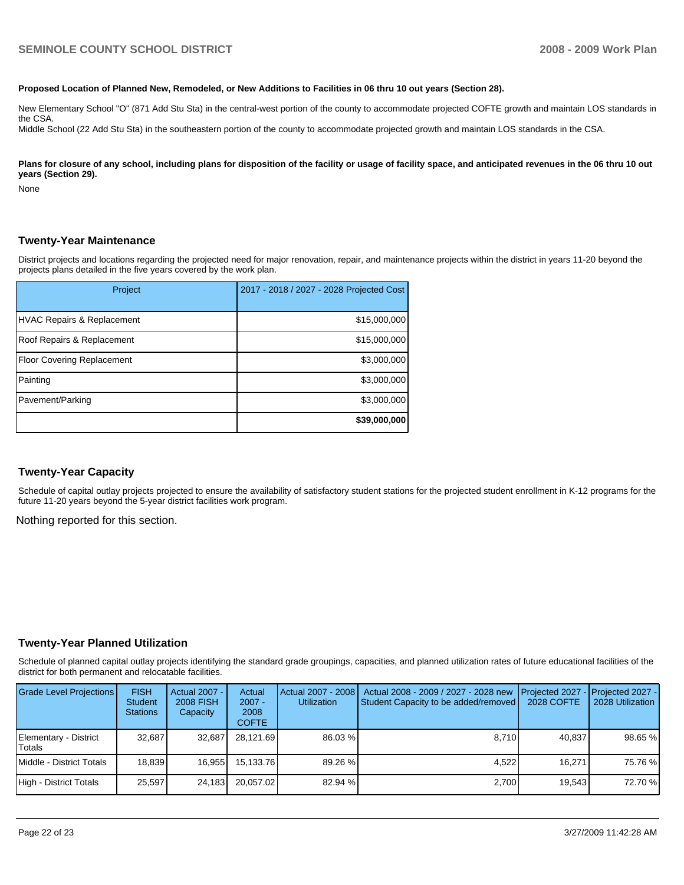**Proposed Location of Planned New, Remodeled, or New Additions to Facilities in 06 thru 10 out years (Section 28).**

New Elementary School "O" (871 Add Stu Sta) in the central-west portion of the county to accommodate projected COFTE growth and maintain LOS standards in the CSA.
Middle School (22 Add Stu Sta) in the southeastern portion of the county to accommodate projected growth and maintain LOS standards in the CSA.

**Plans for closure of any school, including plans for disposition of the facility or usage of facility space, and anticipated revenues in the 06 thru 10 out years (Section 29).**

None

## Twenty-Year Maintenance

District projects and locations regarding the projected need for major renovation, repair, and maintenance projects within the district in years 11-20 beyond the projects plans detailed in the five years covered by the work plan.

| Project | 2017 - 2018 / 2027 - 2028 Projected Cost |
|---|---|
| HVAC Repairs & Replacement | $15,000,000 |
| Roof Repairs & Replacement | $15,000,000 |
| Floor Covering Replacement | $3,000,000 |
| Painting | $3,000,000 |
| Pavement/Parking | $3,000,000 |
| | **$39,000,000** |

## Twenty-Year Capacity

Schedule of capital outlay projects projected to ensure the availability of satisfactory student stations for the projected student enrollment in K-12 programs for the future 11-20 years beyond the 5-year district facilities work program.

Nothing reported for this section.

## Twenty-Year Planned Utilization

Schedule of planned capital outlay projects identifying the standard grade groupings, capacities, and planned utilization rates of future educational facilities of the district for both permanent and relocatable facilities.

| Grade Level Projections | FISH Student Stations | Actual 2007 - 2008 FISH Capacity | Actual 2007 - 2008 COFTE | Actual 2007 - 2008 Utilization | Actual 2008 - 2009 / 2027 - 2028 new Student Capacity to be added/removed | Projected 2027 - 2028 COFTE | Projected 2027 - 2028 Utilization |
|---|---|---|---|---|---|---|---|
| Elementary - District Totals | 32,687 | 32,687 | 28,121.69 | 86.03 % | 8,710 | 40,837 | 98.65 % |
| Middle - District Totals | 18,839 | 16,955 | 15,133.76 | 89.26 % | 4,522 | 16,271 | 75.76 % |
| High - District Totals | 25,597 | 24,183 | 20,057.02 | 82.94 % | 2,700 | 19,543 | 72.70 % |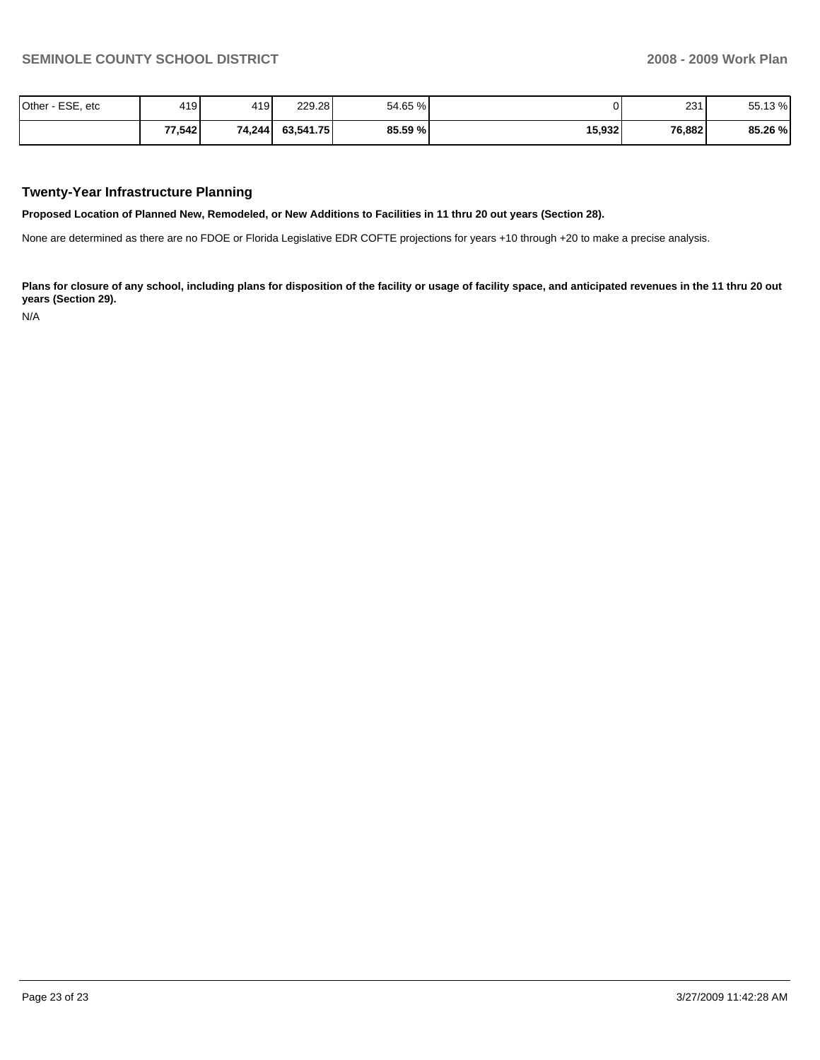| | | | | | | | |
|---|---|---|---|---|---|---|---|
| Other - ESE, etc | 419 | 419 | 229.28 | 54.65 % | 0 | 231 | 55.13 % |
| | **77,542** | **74,244** | **63,541.75** | **85.59 %** | **15,932** | **76,882** | **85.26 %** |

## Twenty-Year Infrastructure Planning

**Proposed Location of Planned New, Remodeled, or New Additions to Facilities in 11 thru 20 out years (Section 28).**

None are determined as there are no FDOE or Florida Legislative EDR COFTE projections for years +10 through +20 to make a precise analysis.

**Plans for closure of any school, including plans for disposition of the facility or usage of facility space, and anticipated revenues in the 11 thru 20 out years (Section 29).**

N/A